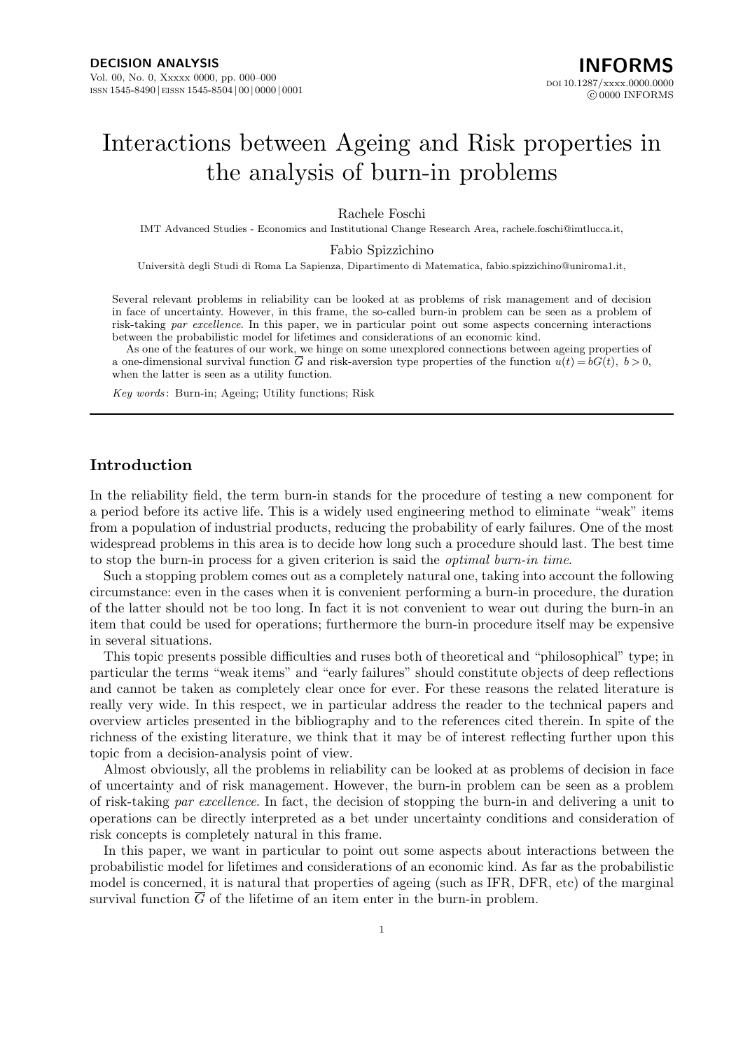# Interactions between Ageing and Risk properties in the analysis of burn-in problems

Rachele Foschi

IMT Advanced Studies - Economics and Institutional Change Research Area, rachele.foschi@imtlucca.it,

Fabio Spizzichino

Università degli Studi di Roma La Sapienza, Dipartimento di Matematica, fabio.spizzichino@uniroma1.it,

Several relevant problems in reliability can be looked at as problems of risk management and of decision in face of uncertainty. However, in this frame, the so-called burn-in problem can be seen as a problem of risk-taking *par excellence*. In this paper, we in particular point out some aspects concerning interactions between the probabilistic model for lifetimes and considerations of an economic kind.

As one of the features of our work, we hinge on some unexplored connections between ageing properties of a one-dimensional survival function $\overline{G}$ and risk-aversion type properties of the function $u(t) = bG(t),\ b > 0$, when the latter is seen as a utility function.

*Key words*: Burn-in; Ageing; Utility functions; Risk

## Introduction

In the reliability field, the term burn-in stands for the procedure of testing a new component for a period before its active life. This is a widely used engineering method to eliminate "weak" items from a population of industrial products, reducing the probability of early failures. One of the most widespread problems in this area is to decide how long such a procedure should last. The best time to stop the burn-in process for a given criterion is said the *optimal burn-in time*.

Such a stopping problem comes out as a completely natural one, taking into account the following circumstance: even in the cases when it is convenient performing a burn-in procedure, the duration of the latter should not be too long. In fact it is not convenient to wear out during the burn-in an item that could be used for operations; furthermore the burn-in procedure itself may be expensive in several situations.

This topic presents possible difficulties and ruses both of theoretical and "philosophical" type; in particular the terms "weak items" and "early failures" should constitute objects of deep reflections and cannot be taken as completely clear once for ever. For these reasons the related literature is really very wide. In this respect, we in particular address the reader to the technical papers and overview articles presented in the bibliography and to the references cited therein. In spite of the richness of the existing literature, we think that it may be of interest reflecting further upon this topic from a decision-analysis point of view.

Almost obviously, all the problems in reliability can be looked at as problems of decision in face of uncertainty and of risk management. However, the burn-in problem can be seen as a problem of risk-taking *par excellence*. In fact, the decision of stopping the burn-in and delivering a unit to operations can be directly interpreted as a bet under uncertainty conditions and consideration of risk concepts is completely natural in this frame.

In this paper, we want in particular to point out some aspects about interactions between the probabilistic model for lifetimes and considerations of an economic kind. As far as the probabilistic model is concerned, it is natural that properties of ageing (such as IFR, DFR, etc) of the marginal survival function $\overline{G}$ of the lifetime of an item enter in the burn-in problem.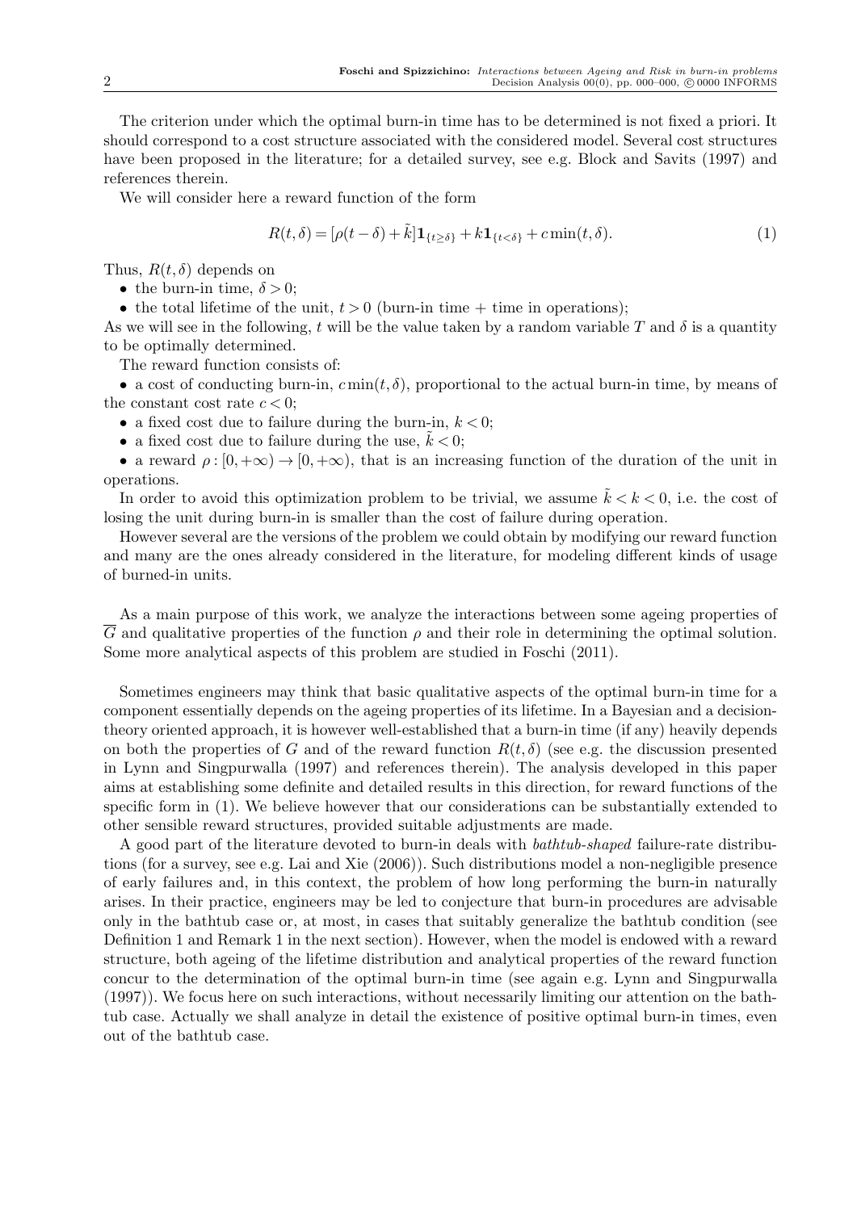The criterion under which the optimal burn-in time has to be determined is not fixed a priori. It should correspond to a cost structure associated with the considered model. Several cost structures have been proposed in the literature; for a detailed survey, see e.g. Block and Savits (1997) and references therein.

We will consider here a reward function of the form

$$R(t,\delta) = [\rho(t-\delta) + \tilde{k}]\mathbf{1}_{\{t \geq \delta\}} + k\mathbf{1}_{\{t<\delta\}} + c\min(t,\delta). \tag{1}$$

Thus, $R(t,\delta)$ depends on

- the burn-in time, $\delta > 0$;
- the total lifetime of the unit, $t > 0$ (burn-in time + time in operations);

As we will see in the following, $t$ will be the value taken by a random variable $T$ and $\delta$ is a quantity to be optimally determined.

The reward function consists of:

- a cost of conducting burn-in, $c\min(t,\delta)$, proportional to the actual burn-in time, by means of the constant cost rate $c < 0$;
- a fixed cost due to failure during the burn-in, $k < 0$;
- a fixed cost due to failure during the use, $\tilde{k} < 0$;
- a reward $\rho : [0,+\infty) \to [0,+\infty)$, that is an increasing function of the duration of the unit in operations.

In order to avoid this optimization problem to be trivial, we assume $\tilde{k} < k < 0$, i.e. the cost of losing the unit during burn-in is smaller than the cost of failure during operation.

However several are the versions of the problem we could obtain by modifying our reward function and many are the ones already considered in the literature, for modeling different kinds of usage of burned-in units.

As a main purpose of this work, we analyze the interactions between some ageing properties of $\overline{G}$ and qualitative properties of the function $\rho$ and their role in determining the optimal solution. Some more analytical aspects of this problem are studied in Foschi (2011).

Sometimes engineers may think that basic qualitative aspects of the optimal burn-in time for a component essentially depends on the ageing properties of its lifetime. In a Bayesian and a decision-theory oriented approach, it is however well-established that a burn-in time (if any) heavily depends on both the properties of $G$ and of the reward function $R(t,\delta)$ (see e.g. the discussion presented in Lynn and Singpurwalla (1997) and references therein). The analysis developed in this paper aims at establishing some definite and detailed results in this direction, for reward functions of the specific form in (1). We believe however that our considerations can be substantially extended to other sensible reward structures, provided suitable adjustments are made.

A good part of the literature devoted to burn-in deals with *bathtub-shaped* failure-rate distributions (for a survey, see e.g. Lai and Xie (2006)). Such distributions model a non-negligible presence of early failures and, in this context, the problem of how long performing the burn-in naturally arises. In their practice, engineers may be led to conjecture that burn-in procedures are advisable only in the bathtub case or, at most, in cases that suitably generalize the bathtub condition (see Definition 1 and Remark 1 in the next section). However, when the model is endowed with a reward structure, both ageing of the lifetime distribution and analytical properties of the reward function concur to the determination of the optimal burn-in time (see again e.g. Lynn and Singpurwalla (1997)). We focus here on such interactions, without necessarily limiting our attention on the bathtub case. Actually we shall analyze in detail the existence of positive optimal burn-in times, even out of the bathtub case.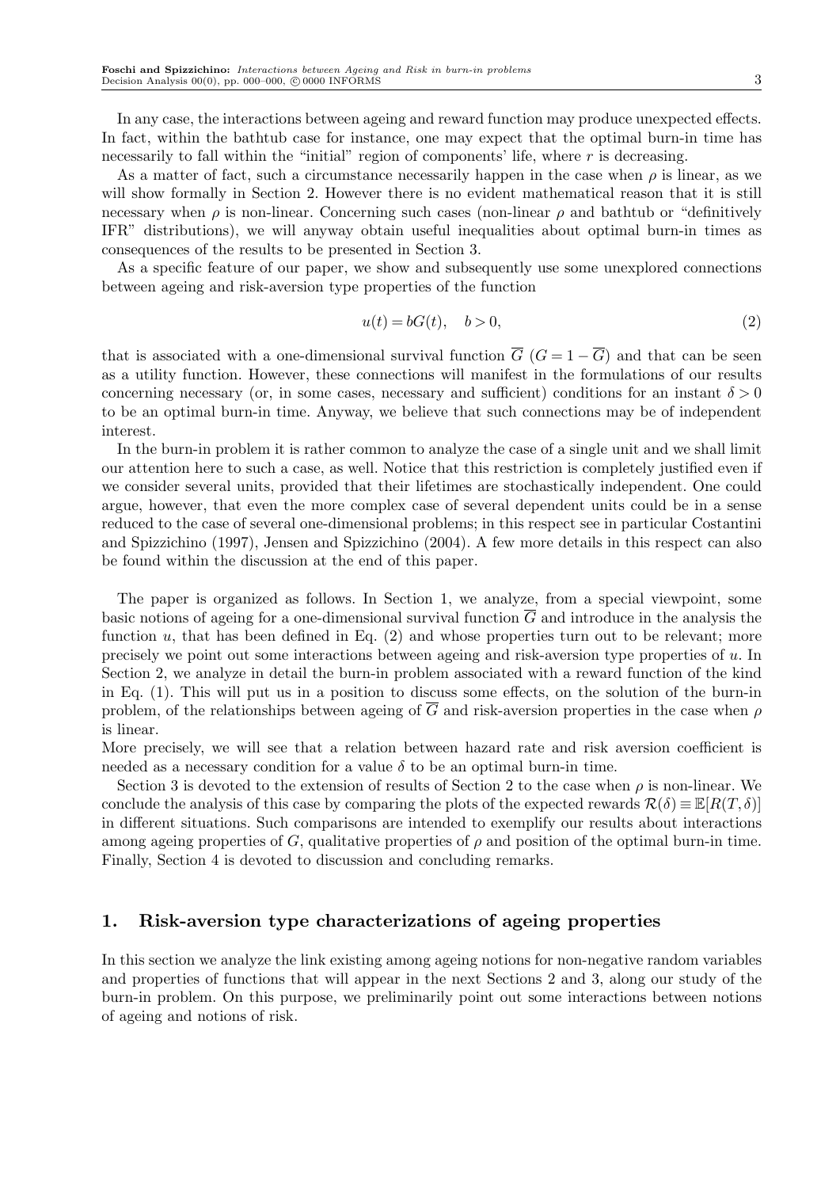In any case, the interactions between ageing and reward function may produce unexpected effects. In fact, within the bathtub case for instance, one may expect that the optimal burn-in time has necessarily to fall within the "initial" region of components' life, where $r$ is decreasing.

As a matter of fact, such a circumstance necessarily happen in the case when $\rho$ is linear, as we will show formally in Section 2. However there is no evident mathematical reason that it is still necessary when $\rho$ is non-linear. Concerning such cases (non-linear $\rho$ and bathtub or "definitively IFR" distributions), we will anyway obtain useful inequalities about optimal burn-in times as consequences of the results to be presented in Section 3.

As a specific feature of our paper, we show and subsequently use some unexplored connections between ageing and risk-aversion type properties of the function

$$u(t) = bG(t), \quad b > 0, \tag{2}$$

that is associated with a one-dimensional survival function $\overline{G}$ ($G = 1 - \overline{G}$) and that can be seen as a utility function. However, these connections will manifest in the formulations of our results concerning necessary (or, in some cases, necessary and sufficient) conditions for an instant $\delta > 0$ to be an optimal burn-in time. Anyway, we believe that such connections may be of independent interest.

In the burn-in problem it is rather common to analyze the case of a single unit and we shall limit our attention here to such a case, as well. Notice that this restriction is completely justified even if we consider several units, provided that their lifetimes are stochastically independent. One could argue, however, that even the more complex case of several dependent units could be in a sense reduced to the case of several one-dimensional problems; in this respect see in particular Costantini and Spizzichino (1997), Jensen and Spizzichino (2004). A few more details in this respect can also be found within the discussion at the end of this paper.

The paper is organized as follows. In Section 1, we analyze, from a special viewpoint, some basic notions of ageing for a one-dimensional survival function $\overline{G}$ and introduce in the analysis the function $u$, that has been defined in Eq. (2) and whose properties turn out to be relevant; more precisely we point out some interactions between ageing and risk-aversion type properties of $u$. In Section 2, we analyze in detail the burn-in problem associated with a reward function of the kind in Eq. (1). This will put us in a position to discuss some effects, on the solution of the burn-in problem, of the relationships between ageing of $\overline{G}$ and risk-aversion properties in the case when $\rho$ is linear.

More precisely, we will see that a relation between hazard rate and risk aversion coefficient is needed as a necessary condition for a value $\delta$ to be an optimal burn-in time.

Section 3 is devoted to the extension of results of Section 2 to the case when $\rho$ is non-linear. We conclude the analysis of this case by comparing the plots of the expected rewards $\mathcal{R}(\delta) \equiv \mathbb{E}[R(T,\delta)]$ in different situations. Such comparisons are intended to exemplify our results about interactions among ageing properties of $G$, qualitative properties of $\rho$ and position of the optimal burn-in time. Finally, Section 4 is devoted to discussion and concluding remarks.

## 1. Risk-aversion type characterizations of ageing properties

In this section we analyze the link existing among ageing notions for non-negative random variables and properties of functions that will appear in the next Sections 2 and 3, along our study of the burn-in problem. On this purpose, we preliminarily point out some interactions between notions of ageing and notions of risk.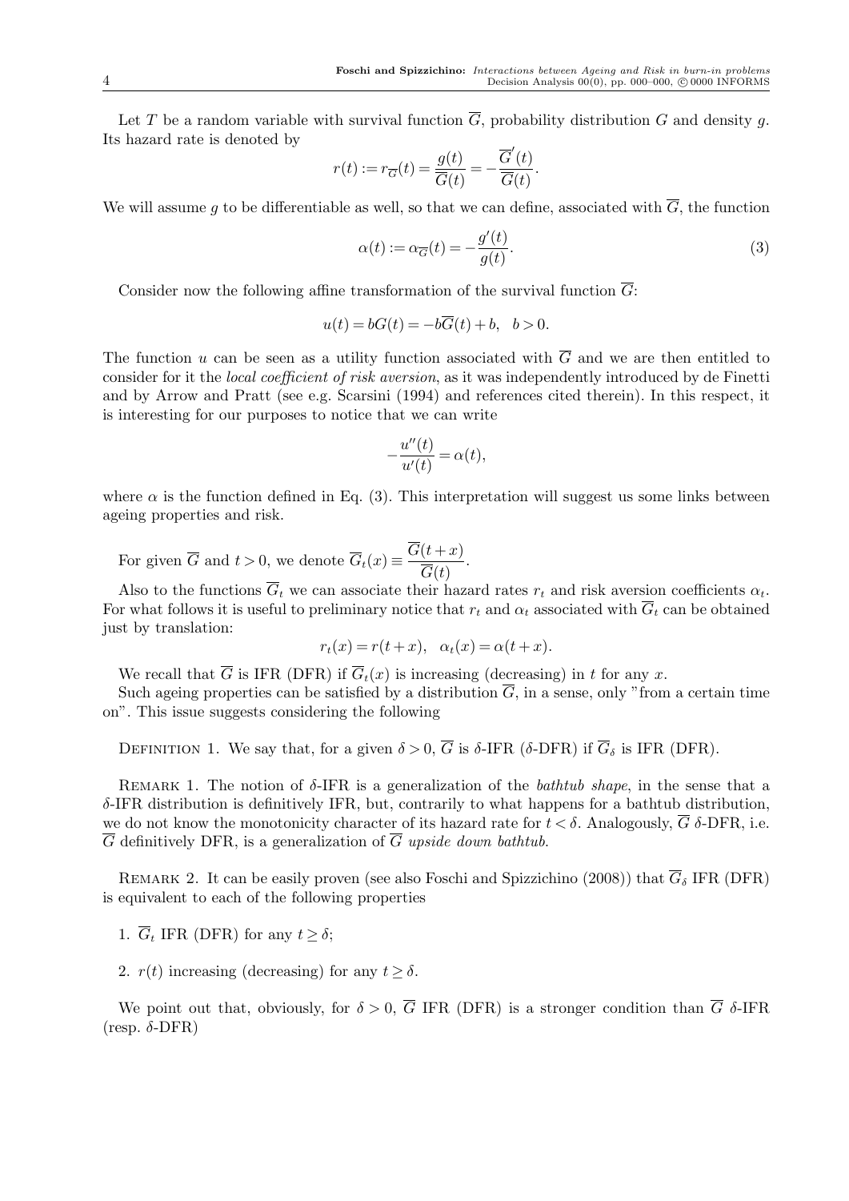Let $T$ be a random variable with survival function $\overline{G}$, probability distribution $G$ and density $g$. Its hazard rate is denoted by

$$r(t) := r_{\overline{G}}(t) = \frac{g(t)}{\overline{G}(t)} = -\frac{\overline{G}'(t)}{\overline{G}(t)}.$$

We will assume $g$ to be differentiable as well, so that we can define, associated with $\overline{G}$, the function

$$\alpha(t) := \alpha_{\overline{G}}(t) = -\frac{g'(t)}{g(t)}. \tag{3}$$

Consider now the following affine transformation of the survival function $\overline{G}$:

$$u(t) = bG(t) = -b\overline{G}(t) + b, \quad b > 0.$$

The function $u$ can be seen as a utility function associated with $\overline{G}$ and we are then entitled to consider for it the *local coefficient of risk aversion*, as it was independently introduced by de Finetti and by Arrow and Pratt (see e.g. Scarsini (1994) and references cited therein). In this respect, it is interesting for our purposes to notice that we can write

$$-\frac{u''(t)}{u'(t)} = \alpha(t),$$

where $\alpha$ is the function defined in Eq. (3). This interpretation will suggest us some links between ageing properties and risk.

For given $\overline{G}$ and $t > 0$, we denote $\overline{G}_t(x) \equiv \dfrac{\overline{G}(t+x)}{\overline{G}(t)}$.

Also to the functions $\overline{G}_t$ we can associate their hazard rates $r_t$ and risk aversion coefficients $\alpha_t$. For what follows it is useful to preliminary notice that $r_t$ and $\alpha_t$ associated with $\overline{G}_t$ can be obtained just by translation:

$$r_t(x) = r(t+x), \quad \alpha_t(x) = \alpha(t+x).$$

We recall that $\overline{G}$ is IFR (DFR) if $\overline{G}_t(x)$ is increasing (decreasing) in $t$ for any $x$.

Such ageing properties can be satisfied by a distribution $\overline{G}$, in a sense, only "from a certain time on". This issue suggests considering the following

Definition 1. We say that, for a given $\delta > 0$, $\overline{G}$ is $\delta$-IFR ($\delta$-DFR) if $\overline{G}_\delta$ is IFR (DFR).

Remark 1. The notion of $\delta$-IFR is a generalization of the *bathtub shape*, in the sense that a $\delta$-IFR distribution is definitively IFR, but, contrarily to what happens for a bathtub distribution, we do not know the monotonicity character of its hazard rate for $t < \delta$. Analogously, $\overline{G}$ $\delta$-DFR, i.e. $\overline{G}$ definitively DFR, is a generalization of $\overline{G}$ *upside down bathtub*.

Remark 2. It can be easily proven (see also Foschi and Spizzichino (2008)) that $\overline{G}_\delta$ IFR (DFR) is equivalent to each of the following properties

1. $\overline{G}_t$ IFR (DFR) for any $t \geq \delta$;

2. $r(t)$ increasing (decreasing) for any $t \geq \delta$.

We point out that, obviously, for $\delta > 0$, $\overline{G}$ IFR (DFR) is a stronger condition than $\overline{G}$ $\delta$-IFR (resp. $\delta$-DFR)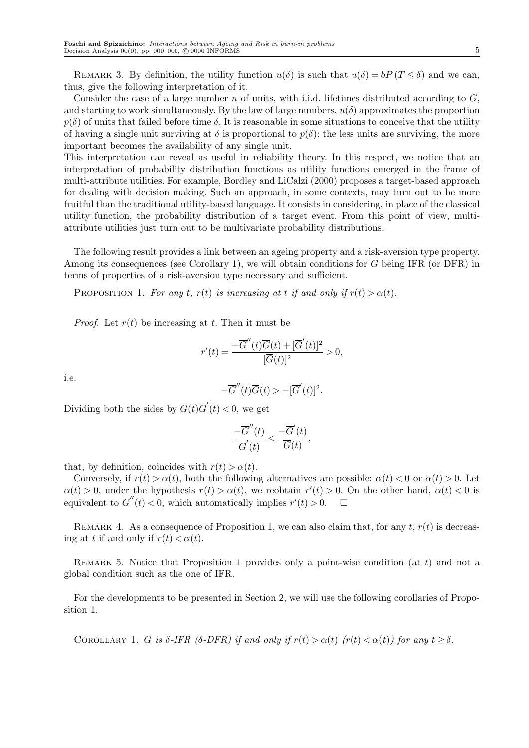Remark 3. By definition, the utility function $u(\delta)$ is such that $u(\delta) = bP(T \leq \delta)$ and we can, thus, give the following interpretation of it.

Consider the case of a large number $n$ of units, with i.i.d. lifetimes distributed according to $G$, and starting to work simultaneously. By the law of large numbers, $u(\delta)$ approximates the proportion $p(\delta)$ of units that failed before time $\delta$. It is reasonable in some situations to conceive that the utility of having a single unit surviving at $\delta$ is proportional to $p(\delta)$: the less units are surviving, the more important becomes the availability of any single unit.

This interpretation can reveal as useful in reliability theory. In this respect, we notice that an interpretation of probability distribution functions as utility functions emerged in the frame of multi-attribute utilities. For example, Bordley and LiCalzi (2000) proposes a target-based approach for dealing with decision making. Such an approach, in some contexts, may turn out to be more fruitful than the traditional utility-based language. It consists in considering, in place of the classical utility function, the probability distribution of a target event. From this point of view, multi-attribute utilities just turn out to be multivariate probability distributions.

The following result provides a link between an ageing property and a risk-aversion type property. Among its consequences (see Corollary 1), we will obtain conditions for $\overline{G}$ being IFR (or DFR) in terms of properties of a risk-aversion type necessary and sufficient.

Proposition 1. *For any $t$, $r(t)$ is increasing at $t$ if and only if $r(t) > \alpha(t)$.*

*Proof.* Let $r(t)$ be increasing at $t$. Then it must be

$$r'(t) = \frac{-\overline{G}''(t)\overline{G}(t) + [\overline{G}'(t)]^2}{[\overline{G}(t)]^2} > 0,$$

i.e.

$$-\overline{G}''(t)\overline{G}(t) > -[\overline{G}'(t)]^2.$$

Dividing both the sides by $\overline{G}(t)\overline{G}'(t) < 0$, we get

$$\frac{-\overline{G}''(t)}{\overline{G}'(t)} < \frac{-\overline{G}'(t)}{\overline{G}(t)},$$

that, by definition, coincides with $r(t) > \alpha(t)$.

Conversely, if $r(t) > \alpha(t)$, both the following alternatives are possible: $\alpha(t) < 0$ or $\alpha(t) > 0$. Let $\alpha(t) > 0$, under the hypothesis $r(t) > \alpha(t)$, we reobtain $r'(t) > 0$. On the other hand, $\alpha(t) < 0$ is equivalent to $\overline{G}''(t) < 0$, which automatically implies $r'(t) > 0$. $\square$

Remark 4. As a consequence of Proposition 1, we can also claim that, for any $t$, $r(t)$ is decreasing at $t$ if and only if $r(t) < \alpha(t)$.

Remark 5. Notice that Proposition 1 provides only a point-wise condition (at $t$) and not a global condition such as the one of IFR.

For the developments to be presented in Section 2, we will use the following corollaries of Proposition 1.

Corollary 1. *$\overline{G}$ is $\delta$-IFR ($\delta$-DFR) if and only if $r(t) > \alpha(t)$ ($r(t) < \alpha(t)$) for any $t \geq \delta$.*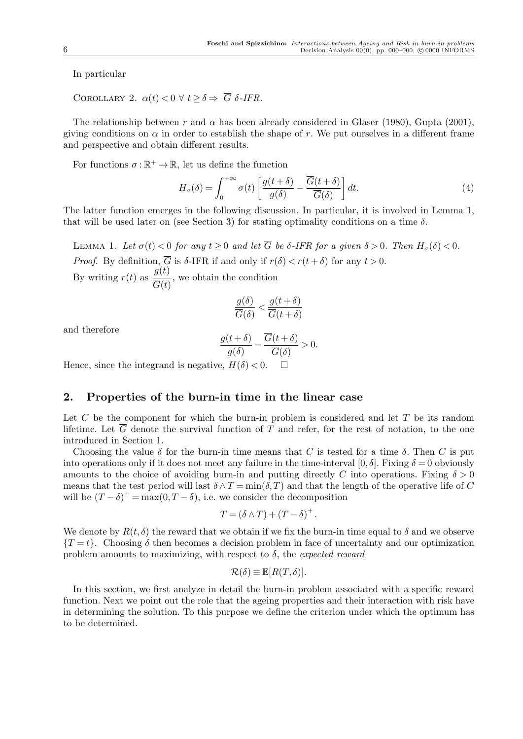In particular

Corollary 2. $\alpha(t) < 0 \;\forall\; t \geq \delta \Rightarrow \; \overline{G}$ *δ-IFR.*

The relationship between $r$ and $\alpha$ has been already considered in Glaser (1980), Gupta (2001), giving conditions on $\alpha$ in order to establish the shape of $r$. We put ourselves in a different frame and perspective and obtain different results.

For functions $\sigma : \mathbb{R}^+ \to \mathbb{R}$, let us define the function

$$H_\sigma(\delta) = \int_0^{+\infty} \sigma(t) \left[ \frac{g(t+\delta)}{g(\delta)} - \frac{\overline{G}(t+\delta)}{\overline{G}(\delta)} \right] dt. \tag{4}$$

The latter function emerges in the following discussion. In particular, it is involved in Lemma 1, that will be used later on (see Section 3) for stating optimality conditions on a time $\delta$.

Lemma 1. *Let $\sigma(t) < 0$ for any $t \geq 0$ and let $\overline{G}$ be δ-IFR for a given $\delta > 0$. Then $H_\sigma(\delta) < 0$.*

*Proof.* By definition, $\overline{G}$ is δ-IFR if and only if $r(\delta) < r(t+\delta)$ for any $t > 0$.

By writing $r(t)$ as $\dfrac{g(t)}{\overline{G}(t)}$, we obtain the condition

$$\frac{g(\delta)}{\overline{G}(\delta)} < \frac{g(t+\delta)}{\overline{G}(t+\delta)}$$

and therefore

$$\frac{g(t+\delta)}{g(\delta)} - \frac{\overline{G}(t+\delta)}{\overline{G}(\delta)} > 0.$$

Hence, since the integrand is negative, $H(\delta) < 0$. $\square$

## 2. Properties of the burn-in time in the linear case

Let $C$ be the component for which the burn-in problem is considered and let $T$ be its random lifetime. Let $\overline{G}$ denote the survival function of $T$ and refer, for the rest of notation, to the one introduced in Section 1.

Choosing the value $\delta$ for the burn-in time means that $C$ is tested for a time $\delta$. Then $C$ is put into operations only if it does not meet any failure in the time-interval $[0, \delta]$. Fixing $\delta = 0$ obviously amounts to the choice of avoiding burn-in and putting directly $C$ into operations. Fixing $\delta > 0$ means that the test period will last $\delta \wedge T = \min(\delta, T)$ and that the length of the operative life of $C$ will be $(T - \delta)^+ = \max(0, T - \delta)$, i.e. we consider the decomposition

$$T = (\delta \wedge T) + (T - \delta)^+.$$

We denote by $R(t, \delta)$ the reward that we obtain if we fix the burn-in time equal to $\delta$ and we observe $\{T = t\}$. Choosing $\delta$ then becomes a decision problem in face of uncertainty and our optimization problem amounts to maximizing, with respect to $\delta$, the *expected reward*

$$\mathcal{R}(\delta) \equiv \mathbb{E}[R(T, \delta)].$$

In this section, we first analyze in detail the burn-in problem associated with a specific reward function. Next we point out the role that the ageing properties and their interaction with risk have in determining the solution. To this purpose we define the criterion under which the optimum has to be determined.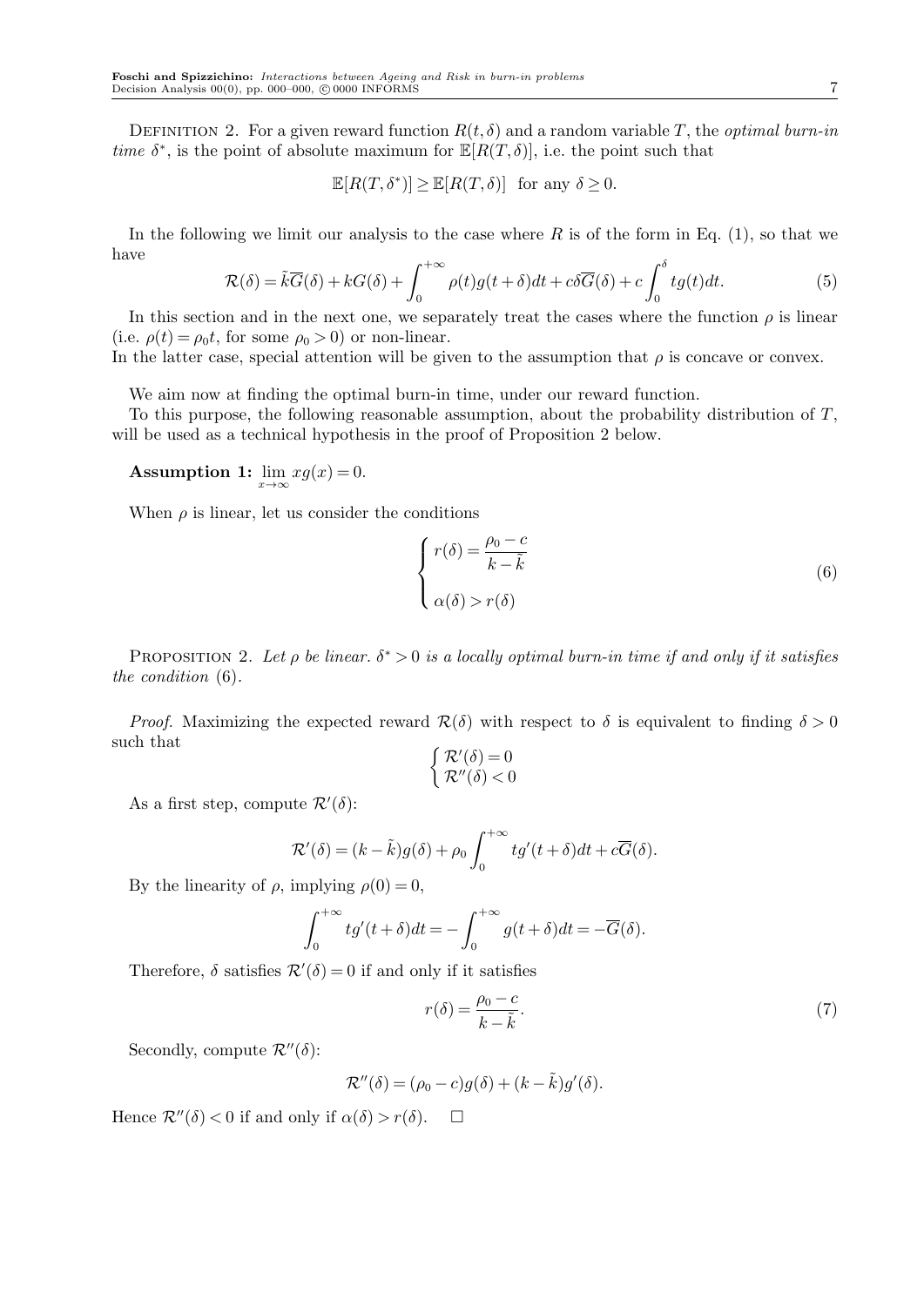DEFINITION 2. For a given reward function $R(t, \delta)$ and a random variable $T$, the *optimal burn-in time* $\delta^*$, is the point of absolute maximum for $\mathbb{E}[R(T, \delta)]$, i.e. the point such that

$$\mathbb{E}[R(T, \delta^*)] \geq \mathbb{E}[R(T, \delta)] \quad \text{for any } \delta \geq 0.$$

In the following we limit our analysis to the case where $R$ is of the form in Eq. (1), so that we have

$$\mathcal{R}(\delta) = \tilde{k}\overline{G}(\delta) + kG(\delta) + \int_0^{+\infty} \rho(t)g(t+\delta)dt + c\delta\overline{G}(\delta) + c\int_0^{\delta} tg(t)dt. \tag{5}$$

In this section and in the next one, we separately treat the cases where the function $\rho$ is linear (i.e. $\rho(t) = \rho_0 t$, for some $\rho_0 > 0$) or non-linear.
In the latter case, special attention will be given to the assumption that $\rho$ is concave or convex.

We aim now at finding the optimal burn-in time, under our reward function.
To this purpose, the following reasonable assumption, about the probability distribution of $T$, will be used as a technical hypothesis in the proof of Proposition 2 below.

**Assumption 1:** $\lim_{x\to\infty} xg(x) = 0$.

When $\rho$ is linear, let us consider the conditions

$$\begin{cases} r(\delta) = \dfrac{\rho_0 - c}{k - \tilde{k}} \\ \\ \alpha(\delta) > r(\delta) \end{cases} \tag{6}$$

PROPOSITION 2. *Let $\rho$ be linear. $\delta^* > 0$ is a locally optimal burn-in time if and only if it satisfies the condition* (6).

*Proof.* Maximizing the expected reward $\mathcal{R}(\delta)$ with respect to $\delta$ is equivalent to finding $\delta > 0$ such that

$$\begin{cases} \mathcal{R}'(\delta) = 0 \\ \mathcal{R}''(\delta) < 0 \end{cases}$$

As a first step, compute $\mathcal{R}'(\delta)$:

$$\mathcal{R}'(\delta) = (k - \tilde{k})g(\delta) + \rho_0 \int_0^{+\infty} tg'(t+\delta)dt + c\overline{G}(\delta).$$

By the linearity of $\rho$, implying $\rho(0) = 0$,

$$\int_0^{+\infty} tg'(t+\delta)dt = -\int_0^{+\infty} g(t+\delta)dt = -\overline{G}(\delta).$$

Therefore, $\delta$ satisfies $\mathcal{R}'(\delta) = 0$ if and only if it satisfies

$$r(\delta) = \frac{\rho_0 - c}{k - \tilde{k}}. \tag{7}$$

Secondly, compute $\mathcal{R}''(\delta)$:

$$\mathcal{R}''(\delta) = (\rho_0 - c)g(\delta) + (k - \tilde{k})g'(\delta).$$

Hence $\mathcal{R}''(\delta) < 0$ if and only if $\alpha(\delta) > r(\delta)$. $\square$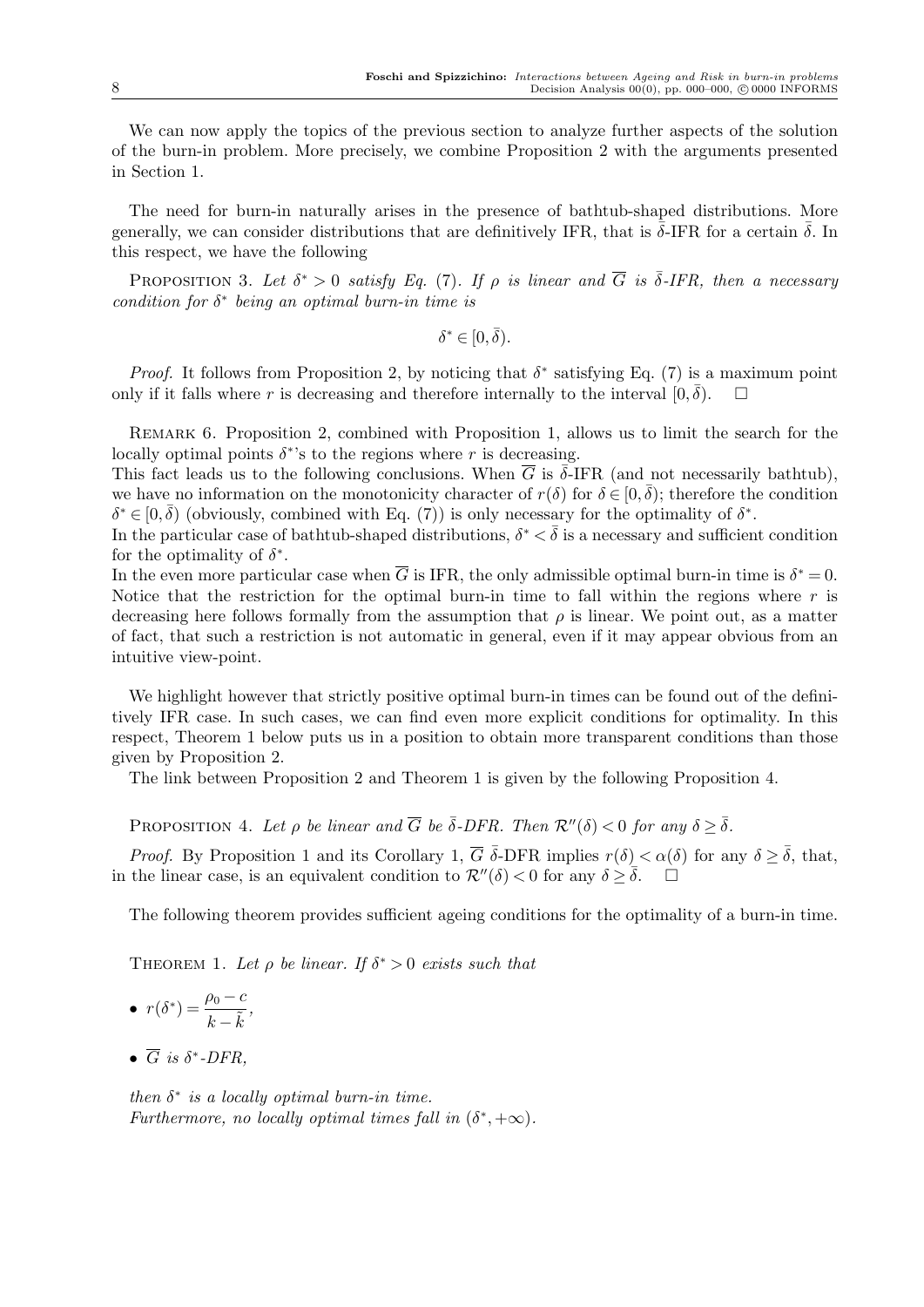We can now apply the topics of the previous section to analyze further aspects of the solution of the burn-in problem. More precisely, we combine Proposition 2 with the arguments presented in Section 1.

The need for burn-in naturally arises in the presence of bathtub-shaped distributions. More generally, we can consider distributions that are definitively IFR, that is $\bar{\delta}$-IFR for a certain $\bar{\delta}$. In this respect, we have the following

Proposition 3. *Let $\delta^* > 0$ satisfy Eq. (7). If $\rho$ is linear and $\overline{G}$ is $\bar{\delta}$-IFR, then a necessary condition for $\delta^*$ being an optimal burn-in time is*

$$\delta^* \in [0, \bar{\delta}).$$

*Proof.* It follows from Proposition 2, by noticing that $\delta^*$ satisfying Eq. (7) is a maximum point only if it falls where $r$ is decreasing and therefore internally to the interval $[0, \bar{\delta})$. $\square$

Remark 6. Proposition 2, combined with Proposition 1, allows us to limit the search for the locally optimal points $\delta^*$'s to the regions where $r$ is decreasing.
This fact leads us to the following conclusions. When $\overline{G}$ is $\bar{\delta}$-IFR (and not necessarily bathtub), we have no information on the monotonicity character of $r(\delta)$ for $\delta \in [0, \bar{\delta})$; therefore the condition $\delta^* \in [0, \bar{\delta})$ (obviously, combined with Eq. (7)) is only necessary for the optimality of $\delta^*$.
In the particular case of bathtub-shaped distributions, $\delta^* < \bar{\delta}$ is a necessary and sufficient condition for the optimality of $\delta^*$.
In the even more particular case when $\overline{G}$ is IFR, the only admissible optimal burn-in time is $\delta^* = 0$.
Notice that the restriction for the optimal burn-in time to fall within the regions where $r$ is decreasing here follows formally from the assumption that $\rho$ is linear. We point out, as a matter of fact, that such a restriction is not automatic in general, even if it may appear obvious from an intuitive view-point.

We highlight however that strictly positive optimal burn-in times can be found out of the definitively IFR case. In such cases, we can find even more explicit conditions for optimality. In this respect, Theorem 1 below puts us in a position to obtain more transparent conditions than those given by Proposition 2.
The link between Proposition 2 and Theorem 1 is given by the following Proposition 4.

Proposition 4. *Let $\rho$ be linear and $\overline{G}$ be $\bar{\delta}$-DFR. Then $\mathcal{R}''(\delta) < 0$ for any $\delta \geq \bar{\delta}$.*

*Proof.* By Proposition 1 and its Corollary 1, $\overline{G}$ $\bar{\delta}$-DFR implies $r(\delta) < \alpha(\delta)$ for any $\delta \geq \bar{\delta}$, that, in the linear case, is an equivalent condition to $\mathcal{R}''(\delta) < 0$ for any $\delta \geq \bar{\delta}$. $\square$

The following theorem provides sufficient ageing conditions for the optimality of a burn-in time.

Theorem 1. *Let $\rho$ be linear. If $\delta^* > 0$ exists such that*

- $r(\delta^*) = \dfrac{\rho_0 - c}{k - \tilde{k}}$,
- $\overline{G}$ *is $\delta^*$-DFR,*

*then $\delta^*$ is a locally optimal burn-in time.*
*Furthermore, no locally optimal times fall in $(\delta^*, +\infty)$.*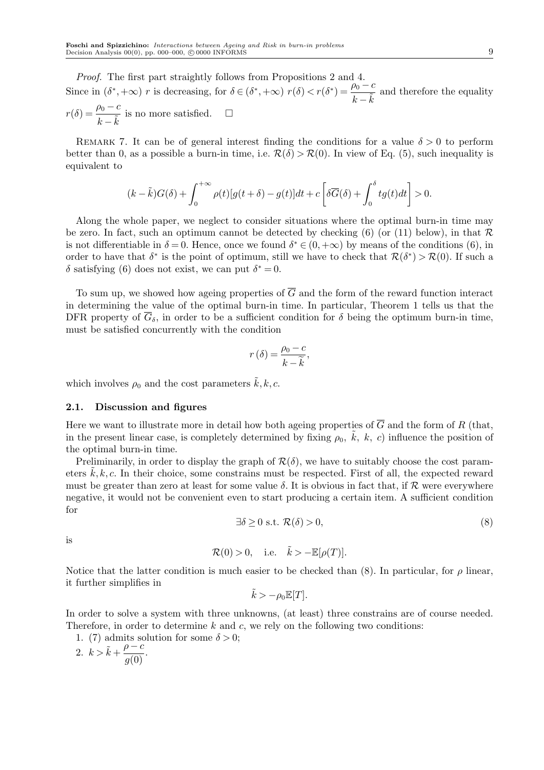*Proof.* The first part straightly follows from Propositions 2 and 4.
Since in $(\delta^*, +\infty)$ $r$ is decreasing, for $\delta \in (\delta^*, +\infty)$ $r(\delta) < r(\delta^*) = \dfrac{\rho_0 - c}{k - \tilde{k}}$ and therefore the equality $r(\delta) = \dfrac{\rho_0 - c}{k - \tilde{k}}$ is no more satisfied. $\square$

REMARK 7. It can be of general interest finding the conditions for a value $\delta > 0$ to perform better than 0, as a possible a burn-in time, i.e. $\mathcal{R}(\delta) > \mathcal{R}(0)$. In view of Eq. (5), such inequality is equivalent to

$$(k - \tilde{k})G(\delta) + \int_0^{+\infty} \rho(t)[g(t+\delta) - g(t)]dt + c\left[\delta\overline{G}(\delta) + \int_0^{\delta} tg(t)dt\right] > 0.$$

Along the whole paper, we neglect to consider situations where the optimal burn-in time may be zero. In fact, such an optimum cannot be detected by checking (6) (or (11) below), in that $\mathcal{R}$ is not differentiable in $\delta = 0$. Hence, once we found $\delta^* \in (0, +\infty)$ by means of the conditions (6), in order to have that $\delta^*$ is the point of optimum, still we have to check that $\mathcal{R}(\delta^*) > \mathcal{R}(0)$. If such a $\delta$ satisfying (6) does not exist, we can put $\delta^* = 0$.

To sum up, we showed how ageing properties of $\overline{G}$ and the form of the reward function interact in determining the value of the optimal burn-in time. In particular, Theorem 1 tells us that the DFR property of $\overline{G}_\delta$, in order to be a sufficient condition for $\delta$ being the optimum burn-in time, must be satisfied concurrently with the condition

$$r(\delta) = \frac{\rho_0 - c}{k - \widetilde{k}},$$

which involves $\rho_0$ and the cost parameters $\tilde{k}, k, c$.

### 2.1. Discussion and figures

Here we want to illustrate more in detail how both ageing properties of $\overline{G}$ and the form of $R$ (that, in the present linear case, is completely determined by fixing $\rho_0$, $\tilde{k}$, $k$, $c$) influence the position of the optimal burn-in time.

Preliminarily, in order to display the graph of $\mathcal{R}(\delta)$, we have to suitably choose the cost parameters $\tilde{k}, k, c$. In their choice, some constrains must be respected. First of all, the expected reward must be greater than zero at least for some value $\delta$. It is obvious in fact that, if $\mathcal{R}$ were everywhere negative, it would not be convenient even to start producing a certain item. A sufficient condition for

$$\exists \delta \geq 0 \text{ s.t. } \mathcal{R}(\delta) > 0, \tag{8}$$

is

$$\mathcal{R}(0) > 0, \quad \text{i.e.} \quad \tilde{k} > -\mathbb{E}[\rho(T)].$$

Notice that the latter condition is much easier to be checked than (8). In particular, for $\rho$ linear, it further simplifies in

$$\tilde{k} > -\rho_0 \mathbb{E}[T].$$

In order to solve a system with three unknowns, (at least) three constrains are of course needed. Therefore, in order to determine $k$ and $c$, we rely on the following two conditions:

1. (7) admits solution for some $\delta > 0$;
2. $k > \tilde{k} + \dfrac{\rho - c}{g(0)}$.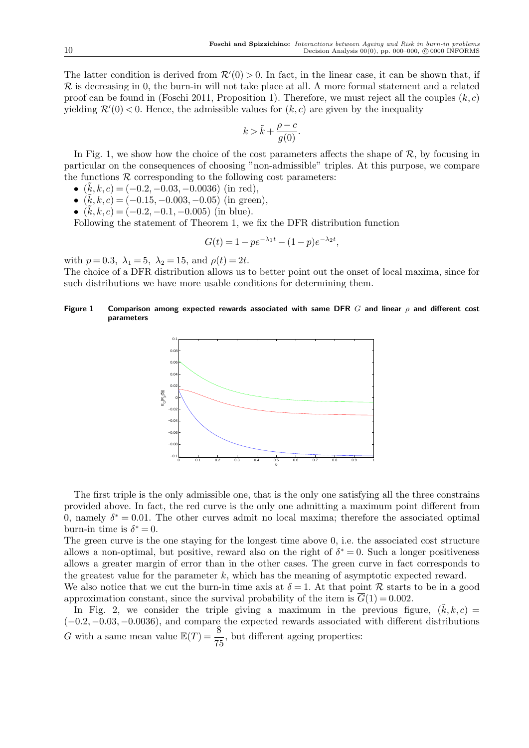The latter condition is derived from $\mathcal{R}'(0) > 0$. In fact, in the linear case, it can be shown that, if $\mathcal{R}$ is decreasing in 0, the burn-in will not take place at all. A more formal statement and a related proof can be found in (Foschi 2011, Proposition 1). Therefore, we must reject all the couples $(k, c)$ yielding $\mathcal{R}'(0) < 0$. Hence, the admissible values for $(k, c)$ are given by the inequality

$$k > \tilde{k} + \frac{\rho - c}{g(0)}.$$

In Fig. 1, we show how the choice of the cost parameters affects the shape of $\mathcal{R}$, by focusing in particular on the consequences of choosing "non-admissible" triples. At this purpose, we compare the functions $\mathcal{R}$ corresponding to the following cost parameters:

- $(\tilde{k}, k, c) = (-0.2, -0.03, -0.0036)$ (in red),
- $(\tilde{k}, k, c) = (-0.15, -0.003, -0.05)$ (in green),
- $(\tilde{k}, k, c) = (-0.2, -0.1, -0.005)$ (in blue).

Following the statement of Theorem 1, we fix the DFR distribution function

$$G(t) = 1 - pe^{-\lambda_1 t} - (1-p)e^{-\lambda_2 t},$$

with $p = 0.3$, $\lambda_1 = 5$, $\lambda_2 = 15$, and $\rho(t) = 2t$.
The choice of a DFR distribution allows us to better point out the onset of local maxima, since for such distributions we have more usable conditions for determining them.

**Figure 1 Comparison among expected rewards associated with same DFR $G$ and linear $\rho$ and different cost parameters**

The first triple is the only admissible one, that is the only one satisfying all the three constrains provided above. In fact, the red curve is the only one admitting a maximum point different from 0, namely $\delta^* = 0.01$. The other curves admit no local maxima; therefore the associated optimal burn-in time is $\delta^* = 0$.
The green curve is the one staying for the longest time above 0, i.e. the associated cost structure allows a non-optimal, but positive, reward also on the right of $\delta^* = 0$. Such a longer positiveness allows a greater margin of error than in the other cases. The green curve in fact corresponds to the greatest value for the parameter $k$, which has the meaning of asymptotic expected reward.
We also notice that we cut the burn-in time axis at $\delta = 1$. At that point $\mathcal{R}$ starts to be in a good approximation constant, since the survival probability of the item is $\overline{G}(1) = 0.002$.

In Fig. 2, we consider the triple giving a maximum in the previous figure, $(\tilde{k}, k, c) = (-0.2, -0.03, -0.0036)$, and compare the expected rewards associated with different distributions $G$ with a same mean value $\mathbb{E}(T) = \dfrac{8}{75}$, but different ageing properties: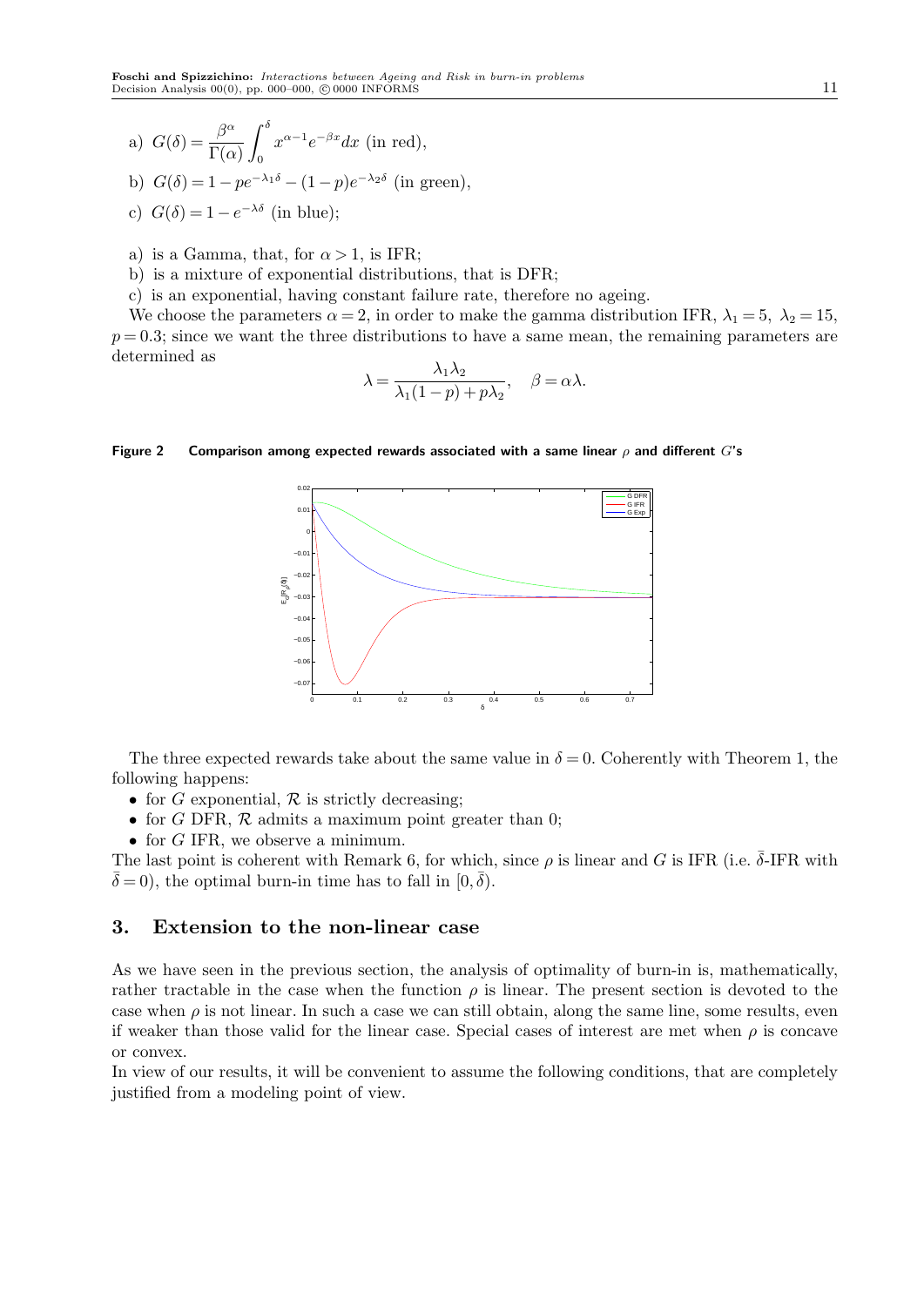a) $G(\delta) = \dfrac{\beta^\alpha}{\Gamma(\alpha)} \displaystyle\int_0^\delta x^{\alpha-1} e^{-\beta x} dx$ (in red),

b) $G(\delta) = 1 - p e^{-\lambda_1 \delta} - (1-p) e^{-\lambda_2 \delta}$ (in green),

c) $G(\delta) = 1 - e^{-\lambda \delta}$ (in blue);

a) is a Gamma, that, for $\alpha > 1$, is IFR;

b) is a mixture of exponential distributions, that is DFR;

c) is an exponential, having constant failure rate, therefore no ageing.

We choose the parameters $\alpha = 2$, in order to make the gamma distribution IFR, $\lambda_1 = 5$, $\lambda_2 = 15$, $p = 0.3$; since we want the three distributions to have a same mean, the remaining parameters are determined as

$$\lambda = \frac{\lambda_1 \lambda_2}{\lambda_1(1-p) + p\lambda_2}, \quad \beta = \alpha \lambda.$$

**Figure 2** **Comparison among expected rewards associated with a same linear $\rho$ and different $G$'s**

The three expected rewards take about the same value in $\delta = 0$. Coherently with Theorem 1, the following happens:

- for $G$ exponential, $\mathcal{R}$ is strictly decreasing;
- for $G$ DFR, $\mathcal{R}$ admits a maximum point greater than 0;
- for $G$ IFR, we observe a minimum.

The last point is coherent with Remark 6, for which, since $\rho$ is linear and $G$ is IFR (i.e. $\bar{\delta}$-IFR with $\bar{\delta} = 0$), the optimal burn-in time has to fall in $[0, \bar{\delta})$.

## 3. Extension to the non-linear case

As we have seen in the previous section, the analysis of optimality of burn-in is, mathematically, rather tractable in the case when the function $\rho$ is linear. The present section is devoted to the case when $\rho$ is not linear. In such a case we can still obtain, along the same line, some results, even if weaker than those valid for the linear case. Special cases of interest are met when $\rho$ is concave or convex.

In view of our results, it will be convenient to assume the following conditions, that are completely justified from a modeling point of view.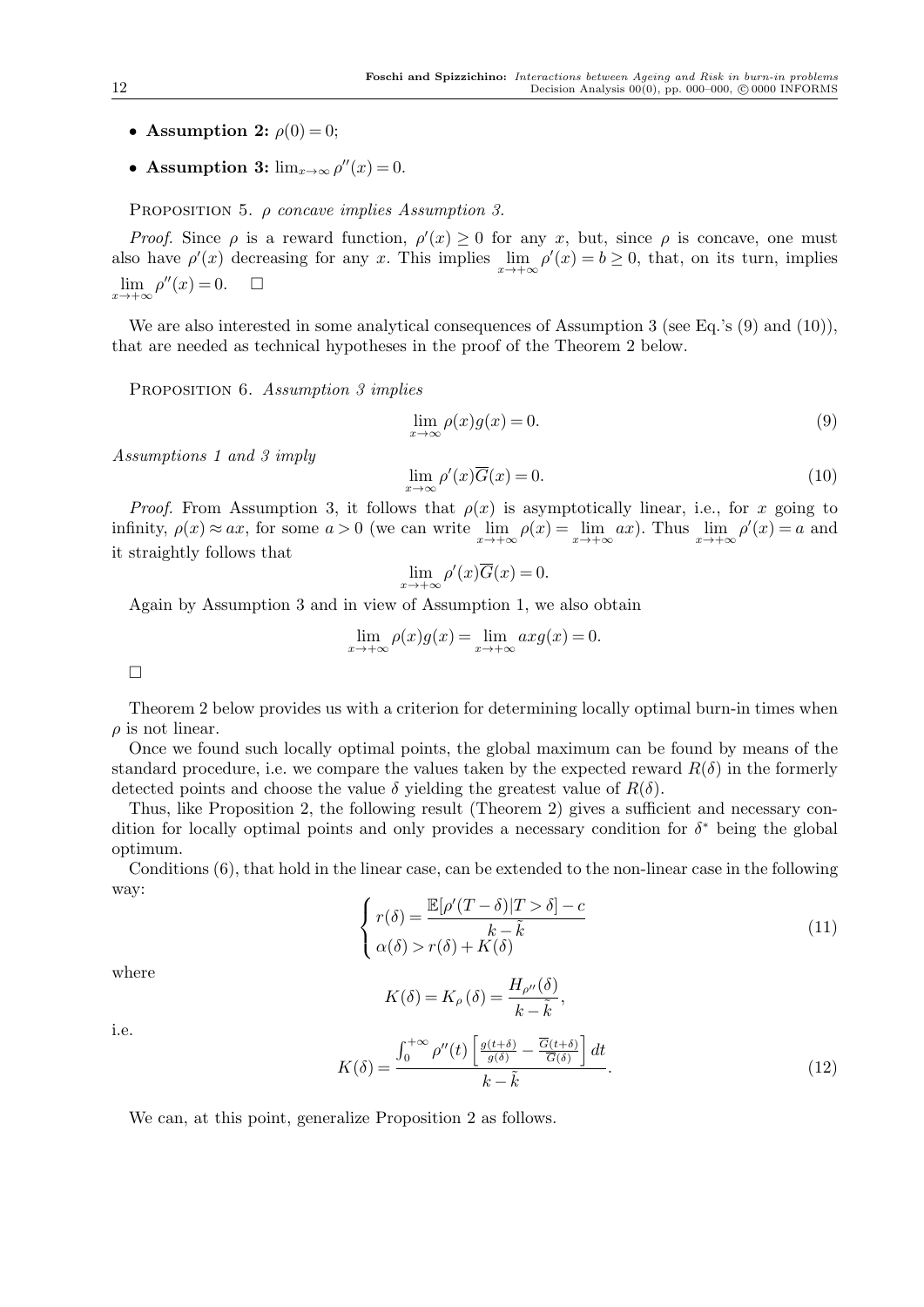- **Assumption 2:** $\rho(0) = 0$;
- **Assumption 3:** $\lim_{x\to\infty} \rho''(x) = 0$.

PROPOSITION 5. *$\rho$ concave implies Assumption 3.*

*Proof.* Since $\rho$ is a reward function, $\rho'(x) \geq 0$ for any $x$, but, since $\rho$ is concave, one must also have $\rho'(x)$ decreasing for any $x$. This implies $\lim_{x\to+\infty} \rho'(x) = b \geq 0$, that, on its turn, implies $\lim_{x\to+\infty} \rho''(x) = 0$. $\square$

We are also interested in some analytical consequences of Assumption 3 (see Eq.'s (9) and (10)), that are needed as technical hypotheses in the proof of the Theorem 2 below.

PROPOSITION 6. *Assumption 3 implies*

$$\lim_{x\to\infty} \rho(x)g(x) = 0. \tag{9}$$

*Assumptions 1 and 3 imply*

$$\lim_{x\to\infty} \rho'(x)\overline{G}(x) = 0. \tag{10}$$

*Proof.* From Assumption 3, it follows that $\rho(x)$ is asymptotically linear, i.e., for $x$ going to infinity, $\rho(x) \approx ax$, for some $a > 0$ (we can write $\lim_{x\to+\infty} \rho(x) = \lim_{x\to+\infty} ax$). Thus $\lim_{x\to+\infty} \rho'(x) = a$ and it straightly follows that

$$\lim_{x\to+\infty} \rho'(x)\overline{G}(x) = 0.$$

Again by Assumption 3 and in view of Assumption 1, we also obtain

$$\lim_{x\to+\infty} \rho(x)g(x) = \lim_{x\to+\infty} axg(x) = 0.$$

$\square$

Theorem 2 below provides us with a criterion for determining locally optimal burn-in times when $\rho$ is not linear.

Once we found such locally optimal points, the global maximum can be found by means of the standard procedure, i.e. we compare the values taken by the expected reward $R(\delta)$ in the formerly detected points and choose the value $\delta$ yielding the greatest value of $R(\delta)$.

Thus, like Proposition 2, the following result (Theorem 2) gives a sufficient and necessary condition for locally optimal points and only provides a necessary condition for $\delta^*$ being the global optimum.

Conditions (6), that hold in the linear case, can be extended to the non-linear case in the following way:

$$\begin{cases} r(\delta) = \dfrac{\mathbb{E}[\rho'(T-\delta)|T > \delta] - c}{k - \tilde{k}} \\ \alpha(\delta) > r(\delta) + K(\delta) \end{cases} \tag{11}$$

where

$$K(\delta) = K_\rho(\delta) = \frac{H_{\rho''}(\delta)}{k - \tilde{k}},$$

i.e.

$$K(\delta) = \frac{\int_0^{+\infty} \rho''(t) \left[ \frac{g(t+\delta)}{g(\delta)} - \frac{\overline{G}(t+\delta)}{\overline{G}(\delta)} \right] dt}{k - \tilde{k}}. \tag{12}$$

We can, at this point, generalize Proposition 2 as follows.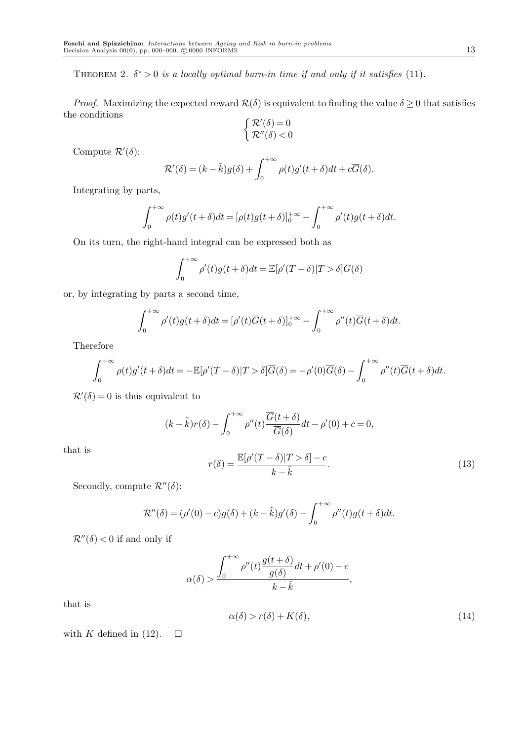THEOREM 2. $\delta^* > 0$ *is a locally optimal burn-in time if and only if it satisfies* (11).

*Proof.* Maximizing the expected reward $\mathcal{R}(\delta)$ is equivalent to finding the value $\delta \geq 0$ that satisfies the conditions

$$\begin{cases} \mathcal{R}'(\delta) = 0 \\ \mathcal{R}''(\delta) < 0 \end{cases}$$

Compute $\mathcal{R}'(\delta)$:

$$\mathcal{R}'(\delta) = (k - \tilde{k})g(\delta) + \int_0^{+\infty} \rho(t)g'(t+\delta)dt + c\overline{G}(\delta).$$

Integrating by parts,

$$\int_0^{+\infty} \rho(t)g'(t+\delta)dt = [\rho(t)g(t+\delta)]_0^{+\infty} - \int_0^{+\infty} \rho'(t)g(t+\delta)dt.$$

On its turn, the right-hand integral can be expressed both as

$$\int_0^{+\infty} \rho'(t)g(t+\delta)dt = \mathbb{E}[\rho'(T-\delta)|T > \delta]\overline{G}(\delta)$$

or, by integrating by parts a second time,

$$\int_0^{+\infty} \rho'(t)g(t+\delta)dt = [\rho'(t)\overline{G}(t+\delta)]_0^{+\infty} - \int_0^{+\infty} \rho''(t)\overline{G}(t+\delta)dt.$$

Therefore

$$\int_0^{+\infty} \rho(t)g'(t+\delta)dt = -\mathbb{E}[\rho'(T-\delta)|T > \delta]\overline{G}(\delta) = -\rho'(0)\overline{G}(\delta) - \int_0^{+\infty} \rho''(t)\overline{G}(t+\delta)dt.$$

$\mathcal{R}'(\delta) = 0$ is thus equivalent to

$$(k - \tilde{k})r(\delta) - \int_0^{+\infty} \rho''(t)\frac{\overline{G}(t+\delta)}{\overline{G}(\delta)}dt - \rho'(0) + c = 0,$$

that is

$$r(\delta) = \frac{\mathbb{E}[\rho'(T-\delta)|T > \delta] - c}{k - \tilde{k}}. \tag{13}$$

Secondly, compute $\mathcal{R}''(\delta)$:

$$\mathcal{R}''(\delta) = (\rho'(0) - c)g(\delta) + (k - \tilde{k})g'(\delta) + \int_0^{+\infty} \rho''(t)g(t+\delta)dt.$$

$\mathcal{R}''(\delta) < 0$ if and only if

$$\alpha(\delta) > \frac{\displaystyle\int_0^{+\infty} \rho''(t)\frac{g(t+\delta)}{g(\delta)}dt + \rho'(0) - c}{k - \tilde{k}},$$

that is

$$\alpha(\delta) > r(\delta) + K(\delta), \tag{14}$$

with $K$ defined in (12). $\square$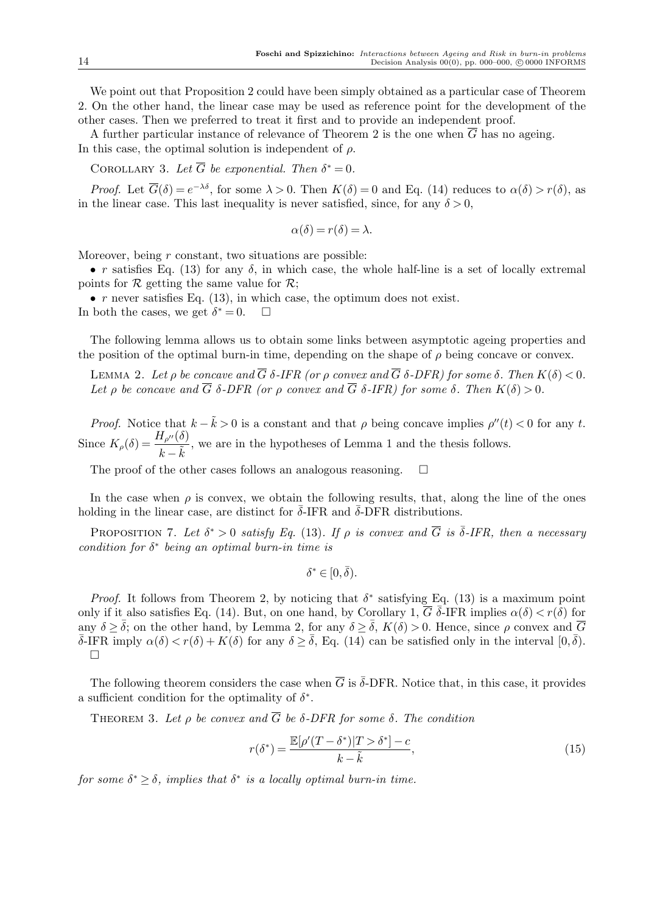We point out that Proposition 2 could have been simply obtained as a particular case of Theorem 2. On the other hand, the linear case may be used as reference point for the development of the other cases. Then we preferred to treat it first and to provide an independent proof.

A further particular instance of relevance of Theorem 2 is the one when $\overline{G}$ has no ageing. In this case, the optimal solution is independent of $\rho$.

COROLLARY 3. *Let $\overline{G}$ be exponential. Then $\delta^* = 0$.*

*Proof.* Let $\overline{G}(\delta) = e^{-\lambda\delta}$, for some $\lambda > 0$. Then $K(\delta) = 0$ and Eq. (14) reduces to $\alpha(\delta) > r(\delta)$, as in the linear case. This last inequality is never satisfied, since, for any $\delta > 0$,

$$\alpha(\delta) = r(\delta) = \lambda.$$

Moreover, being $r$ constant, two situations are possible:

- $r$ satisfies Eq. (13) for any $\delta$, in which case, the whole half-line is a set of locally extremal points for $\mathcal{R}$ getting the same value for $\mathcal{R}$;
- $r$ never satisfies Eq. (13), in which case, the optimum does not exist.

In both the cases, we get $\delta^* = 0$. □

The following lemma allows us to obtain some links between asymptotic ageing properties and the position of the optimal burn-in time, depending on the shape of $\rho$ being concave or convex.

LEMMA 2. *Let $\rho$ be concave and $\overline{G}$ $\delta$-IFR (or $\rho$ convex and $\overline{G}$ $\delta$-DFR) for some $\delta$. Then $K(\delta) < 0$. Let $\rho$ be concave and $\overline{G}$ $\delta$-DFR (or $\rho$ convex and $\overline{G}$ $\delta$-IFR) for some $\delta$. Then $K(\delta) > 0$.*

*Proof.* Notice that $k - \tilde{k} > 0$ is a constant and that $\rho$ being concave implies $\rho''(t) < 0$ for any $t$. Since $K_\rho(\delta) = \dfrac{H_{\rho''}(\delta)}{k - \tilde{k}}$, we are in the hypotheses of Lemma 1 and the thesis follows.

The proof of the other cases follows an analogous reasoning. □

In the case when $\rho$ is convex, we obtain the following results, that, along the line of the ones holding in the linear case, are distinct for $\bar{\delta}$-IFR and $\bar{\delta}$-DFR distributions.

PROPOSITION 7. *Let $\delta^* > 0$ satisfy Eq. (13). If $\rho$ is convex and $\overline{G}$ is $\bar{\delta}$-IFR, then a necessary condition for $\delta^*$ being an optimal burn-in time is*

$$\delta^* \in [0, \bar{\delta}).$$

*Proof.* It follows from Theorem 2, by noticing that $\delta^*$ satisfying Eq. (13) is a maximum point only if it also satisfies Eq. (14). But, on one hand, by Corollary 1, $\overline{G}$ $\bar{\delta}$-IFR implies $\alpha(\delta) < r(\delta)$ for any $\delta \geq \bar{\delta}$; on the other hand, by Lemma 2, for any $\delta \geq \bar{\delta}$, $K(\delta) > 0$. Hence, since $\rho$ convex and $\overline{G}$ $\bar{\delta}$-IFR imply $\alpha(\delta) < r(\delta) + K(\delta)$ for any $\delta \geq \bar{\delta}$, Eq. (14) can be satisfied only in the interval $[0, \bar{\delta})$. □

The following theorem considers the case when $\overline{G}$ is $\bar{\delta}$-DFR. Notice that, in this case, it provides a sufficient condition for the optimality of $\delta^*$.

THEOREM 3. *Let $\rho$ be convex and $\overline{G}$ be $\delta$-DFR for some $\delta$. The condition*

$$r(\delta^*) = \frac{\mathbb{E}[\rho'(T - \delta^*)|T > \delta^*] - c}{k - \tilde{k}}, \tag{15}$$

*for some $\delta^* \geq \delta$, implies that $\delta^*$ is a locally optimal burn-in time.*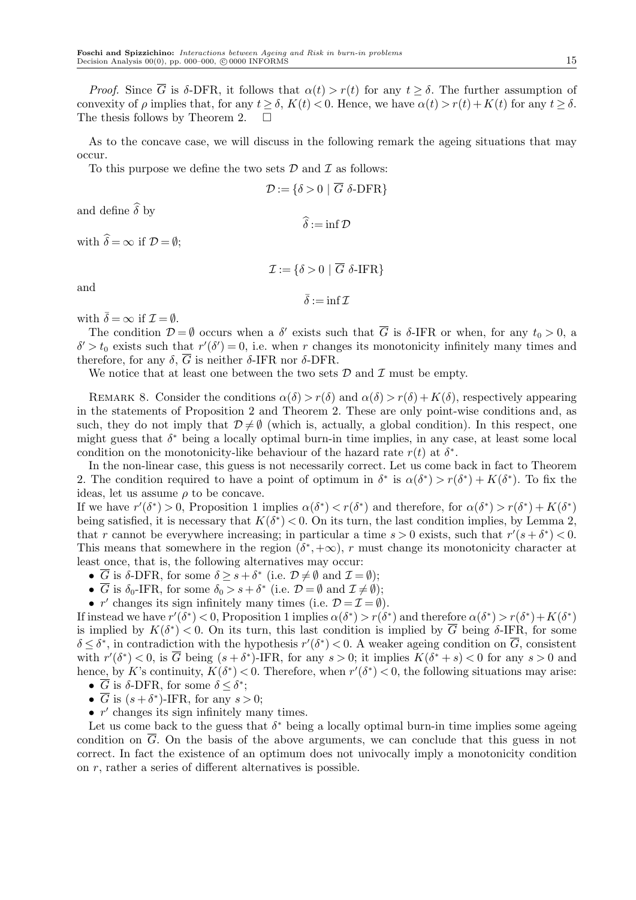*Proof.* Since $\overline{G}$ is $\delta$-DFR, it follows that $\alpha(t) > r(t)$ for any $t \geq \delta$. The further assumption of convexity of $\rho$ implies that, for any $t \geq \delta$, $K(t) < 0$. Hence, we have $\alpha(t) > r(t) + K(t)$ for any $t \geq \delta$. The thesis follows by Theorem 2. $\square$

As to the concave case, we will discuss in the following remark the ageing situations that may occur.

To this purpose we define the two sets $\mathcal{D}$ and $\mathcal{I}$ as follows:

$$\mathcal{D} := \{\delta > 0 \mid \overline{G}\ \delta\text{-DFR}\}$$

and define $\widehat{\delta}$ by

$$\widehat{\delta} := \inf \mathcal{D}$$

with $\widehat{\delta} = \infty$ if $\mathcal{D} = \emptyset$;

$$\mathcal{I} := \{\delta > 0 \mid \overline{G}\ \delta\text{-IFR}\}$$

and

$$\bar{\delta} := \inf \mathcal{I}$$

with $\bar{\delta} = \infty$ if $\mathcal{I} = \emptyset$.

The condition $\mathcal{D} = \emptyset$ occurs when a $\delta'$ exists such that $\overline{G}$ is $\delta$-IFR or when, for any $t_0 > 0$, a $\delta' > t_0$ exists such that $r'(\delta') = 0$, i.e. when $r$ changes its monotonicity infinitely many times and therefore, for any $\delta$, $\overline{G}$ is neither $\delta$-IFR nor $\delta$-DFR.

We notice that at least one between the two sets $\mathcal{D}$ and $\mathcal{I}$ must be empty.

Remark 8. Consider the conditions $\alpha(\delta) > r(\delta)$ and $\alpha(\delta) > r(\delta) + K(\delta)$, respectively appearing in the statements of Proposition 2 and Theorem 2. These are only point-wise conditions and, as such, they do not imply that $\mathcal{D} \neq \emptyset$ (which is, actually, a global condition). In this respect, one might guess that $\delta^*$ being a locally optimal burn-in time implies, in any case, at least some local condition on the monotonicity-like behaviour of the hazard rate $r(t)$ at $\delta^*$.

In the non-linear case, this guess is not necessarily correct. Let us come back in fact to Theorem 2. The condition required to have a point of optimum in $\delta^*$ is $\alpha(\delta^*) > r(\delta^*) + K(\delta^*)$. To fix the ideas, let us assume $\rho$ to be concave.
If we have $r'(\delta^*) > 0$, Proposition 1 implies $\alpha(\delta^*) < r(\delta^*)$ and therefore, for $\alpha(\delta^*) > r(\delta^*) + K(\delta^*)$ being satisfied, it is necessary that $K(\delta^*) < 0$. On its turn, the last condition implies, by Lemma 2, that $r$ cannot be everywhere increasing; in particular a time $s > 0$ exists, such that $r'(s + \delta^*) < 0$. This means that somewhere in the region $(\delta^*, +\infty)$, $r$ must change its monotonicity character at least once, that is, the following alternatives may occur:

- $\overline{G}$ is $\delta$-DFR, for some $\delta \geq s + \delta^*$ (i.e. $\mathcal{D} \neq \emptyset$ and $\mathcal{I} = \emptyset$);
- $\overline{G}$ is $\delta_0$-IFR, for some $\delta_0 > s + \delta^*$ (i.e. $\mathcal{D} = \emptyset$ and $\mathcal{I} \neq \emptyset$);
- $r'$ changes its sign infinitely many times (i.e. $\mathcal{D} = \mathcal{I} = \emptyset$).

If instead we have $r'(\delta^*) < 0$, Proposition 1 implies $\alpha(\delta^*) > r(\delta^*)$ and therefore $\alpha(\delta^*) > r(\delta^*) + K(\delta^*)$ is implied by $K(\delta^*) < 0$. On its turn, this last condition is implied by $\overline{G}$ being $\delta$-IFR, for some $\delta \leq \delta^*$, in contradiction with the hypothesis $r'(\delta^*) < 0$. A weaker ageing condition on $\overline{G}$, consistent with $r'(\delta^*) < 0$, is $\overline{G}$ being $(s + \delta^*)$-IFR, for any $s > 0$; it implies $K(\delta^* + s) < 0$ for any $s > 0$ and hence, by $K$'s continuity, $K(\delta^*) < 0$. Therefore, when $r'(\delta^*) < 0$, the following situations may arise:

- $\overline{G}$ is $\delta$-DFR, for some $\delta \leq \delta^*$;
- $\overline{G}$ is $(s + \delta^*)$-IFR, for any $s > 0$;
- $r'$ changes its sign infinitely many times.

Let us come back to the guess that $\delta^*$ being a locally optimal burn-in time implies some ageing condition on $\overline{G}$. On the basis of the above arguments, we can conclude that this guess in not correct. In fact the existence of an optimum does not univocally imply a monotonicity condition on $r$, rather a series of different alternatives is possible.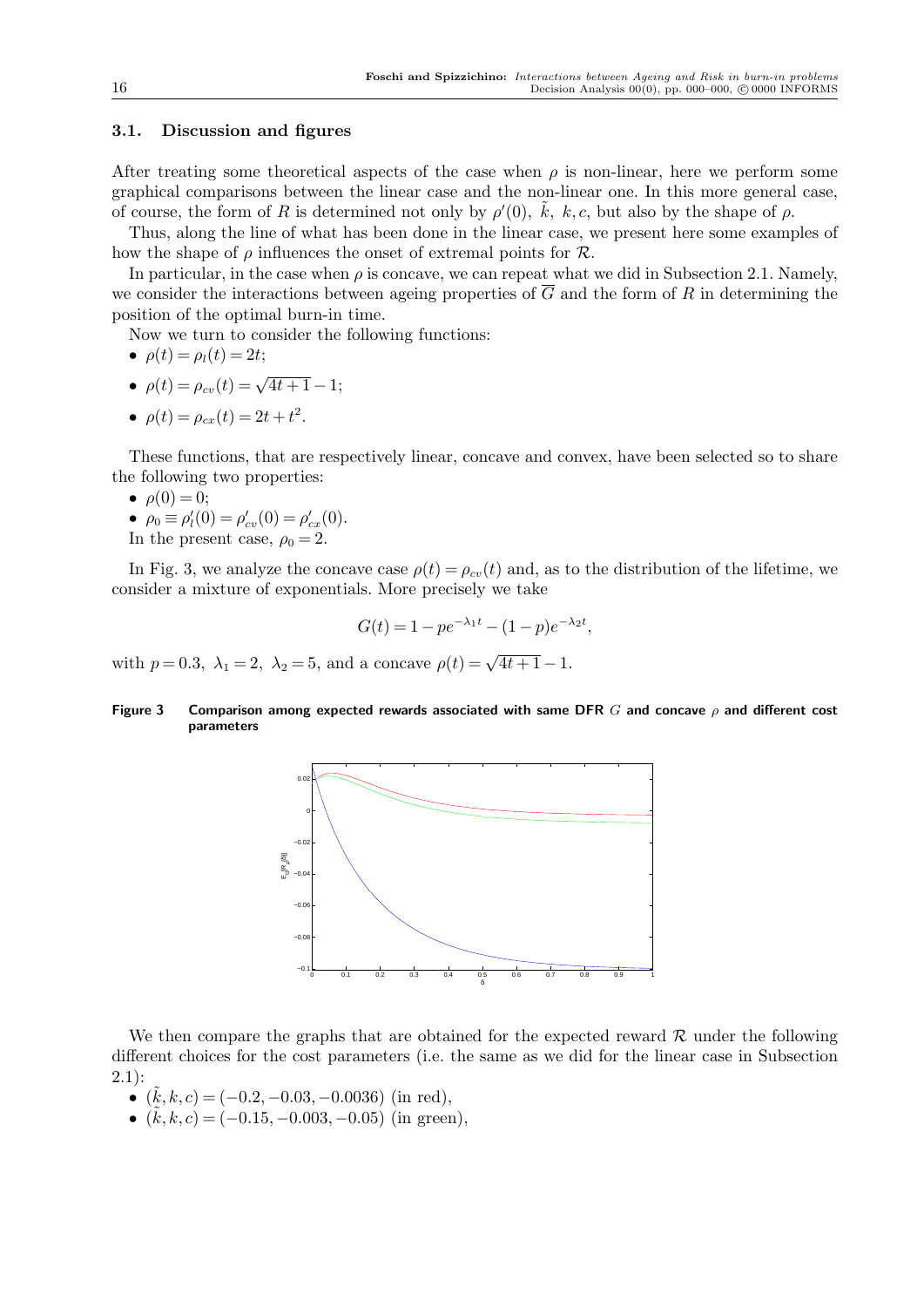### 3.1. Discussion and figures

After treating some theoretical aspects of the case when $\rho$ is non-linear, here we perform some graphical comparisons between the linear case and the non-linear one. In this more general case, of course, the form of $R$ is determined not only by $\rho'(0)$, $\tilde{k}$, $k, c$, but also by the shape of $\rho$.

Thus, along the line of what has been done in the linear case, we present here some examples of how the shape of $\rho$ influences the onset of extremal points for $\mathcal{R}$.

In particular, in the case when $\rho$ is concave, we can repeat what we did in Subsection 2.1. Namely, we consider the interactions between ageing properties of $\overline{G}$ and the form of $R$ in determining the position of the optimal burn-in time.

Now we turn to consider the following functions:

- $\rho(t) = \rho_l(t) = 2t$;
- $\rho(t) = \rho_{cv}(t) = \sqrt{4t+1} - 1$;
- $\rho(t) = \rho_{cx}(t) = 2t + t^2$.

These functions, that are respectively linear, concave and convex, have been selected so to share the following two properties:

- $\rho(0) = 0$;
- $\rho_0 \equiv \rho_l'(0) = \rho_{cv}'(0) = \rho_{cx}'(0)$.

In the present case, $\rho_0 = 2$.

In Fig. 3, we analyze the concave case $\rho(t) = \rho_{cv}(t)$ and, as to the distribution of the lifetime, we consider a mixture of exponentials. More precisely we take

$$G(t) = 1 - pe^{-\lambda_1 t} - (1-p)e^{-\lambda_2 t},$$

with $p = 0.3$, $\lambda_1 = 2$, $\lambda_2 = 5$, and a concave $\rho(t) = \sqrt{4t+1} - 1$.

**Figure 3** **Comparison among expected rewards associated with same DFR $G$ and concave $\rho$ and different cost parameters**

We then compare the graphs that are obtained for the expected reward $\mathcal{R}$ under the following different choices for the cost parameters (i.e. the same as we did for the linear case in Subsection 2.1):

- $(\tilde{k}, k, c) = (-0.2, -0.03, -0.0036)$ (in red),
- $(\tilde{k}, k, c) = (-0.15, -0.003, -0.05)$ (in green),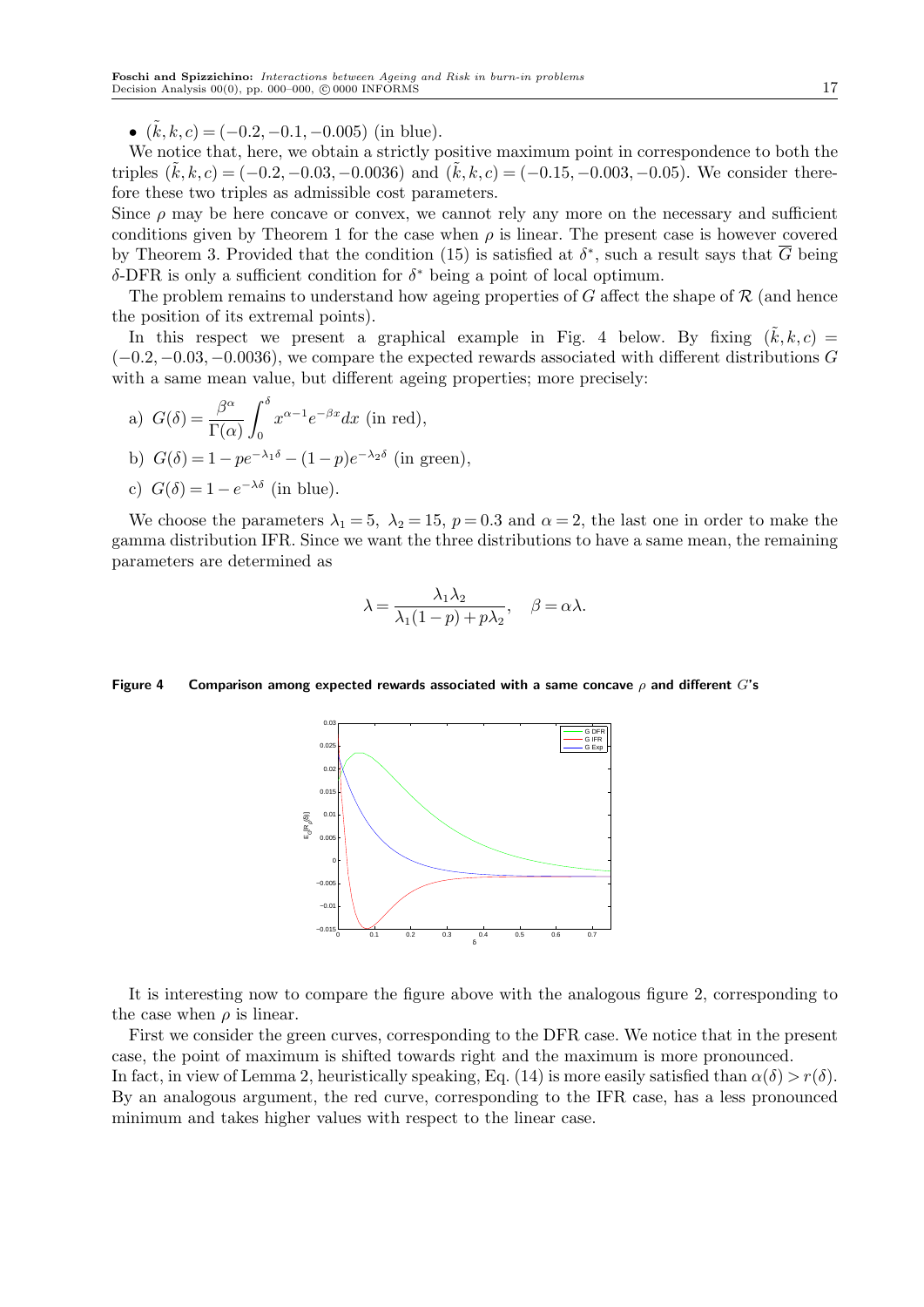- $(\tilde{k}, k, c) = (-0.2, -0.1, -0.005)$ (in blue).

We notice that, here, we obtain a strictly positive maximum point in correspondence to both the triples $(\tilde{k}, k, c) = (-0.2, -0.03, -0.0036)$ and $(\tilde{k}, k, c) = (-0.15, -0.003, -0.05)$. We consider therefore these two triples as admissible cost parameters.

Since $\rho$ may be here concave or convex, we cannot rely any more on the necessary and sufficient conditions given by Theorem 1 for the case when $\rho$ is linear. The present case is however covered by Theorem 3. Provided that the condition (15) is satisfied at $\delta^*$, such a result says that $\overline{G}$ being $\delta$-DFR is only a sufficient condition for $\delta^*$ being a point of local optimum.

The problem remains to understand how ageing properties of $G$ affect the shape of $\mathcal{R}$ (and hence the position of its extremal points).

In this respect we present a graphical example in Fig. 4 below. By fixing $(\tilde{k}, k, c) = (-0.2, -0.03, -0.0036)$, we compare the expected rewards associated with different distributions $G$ with a same mean value, but different ageing properties; more precisely:

a) $G(\delta) = \dfrac{\beta^\alpha}{\Gamma(\alpha)} \displaystyle\int_0^\delta x^{\alpha-1} e^{-\beta x} dx$ (in red),

b) $G(\delta) = 1 - p e^{-\lambda_1 \delta} - (1-p) e^{-\lambda_2 \delta}$ (in green),

c) $G(\delta) = 1 - e^{-\lambda \delta}$ (in blue).

We choose the parameters $\lambda_1 = 5$, $\lambda_2 = 15$, $p = 0.3$ and $\alpha = 2$, the last one in order to make the gamma distribution IFR. Since we want the three distributions to have a same mean, the remaining parameters are determined as

$$\lambda = \frac{\lambda_1 \lambda_2}{\lambda_1 (1-p) + p \lambda_2}, \quad \beta = \alpha \lambda.$$

**Figure 4 Comparison among expected rewards associated with a same concave $\rho$ and different $G$'s**

It is interesting now to compare the figure above with the analogous figure 2, corresponding to the case when $\rho$ is linear.

First we consider the green curves, corresponding to the DFR case. We notice that in the present case, the point of maximum is shifted towards right and the maximum is more pronounced.
In fact, in view of Lemma 2, heuristically speaking, Eq. (14) is more easily satisfied than $\alpha(\delta) > r(\delta)$. By an analogous argument, the red curve, corresponding to the IFR case, has a less pronounced minimum and takes higher values with respect to the linear case.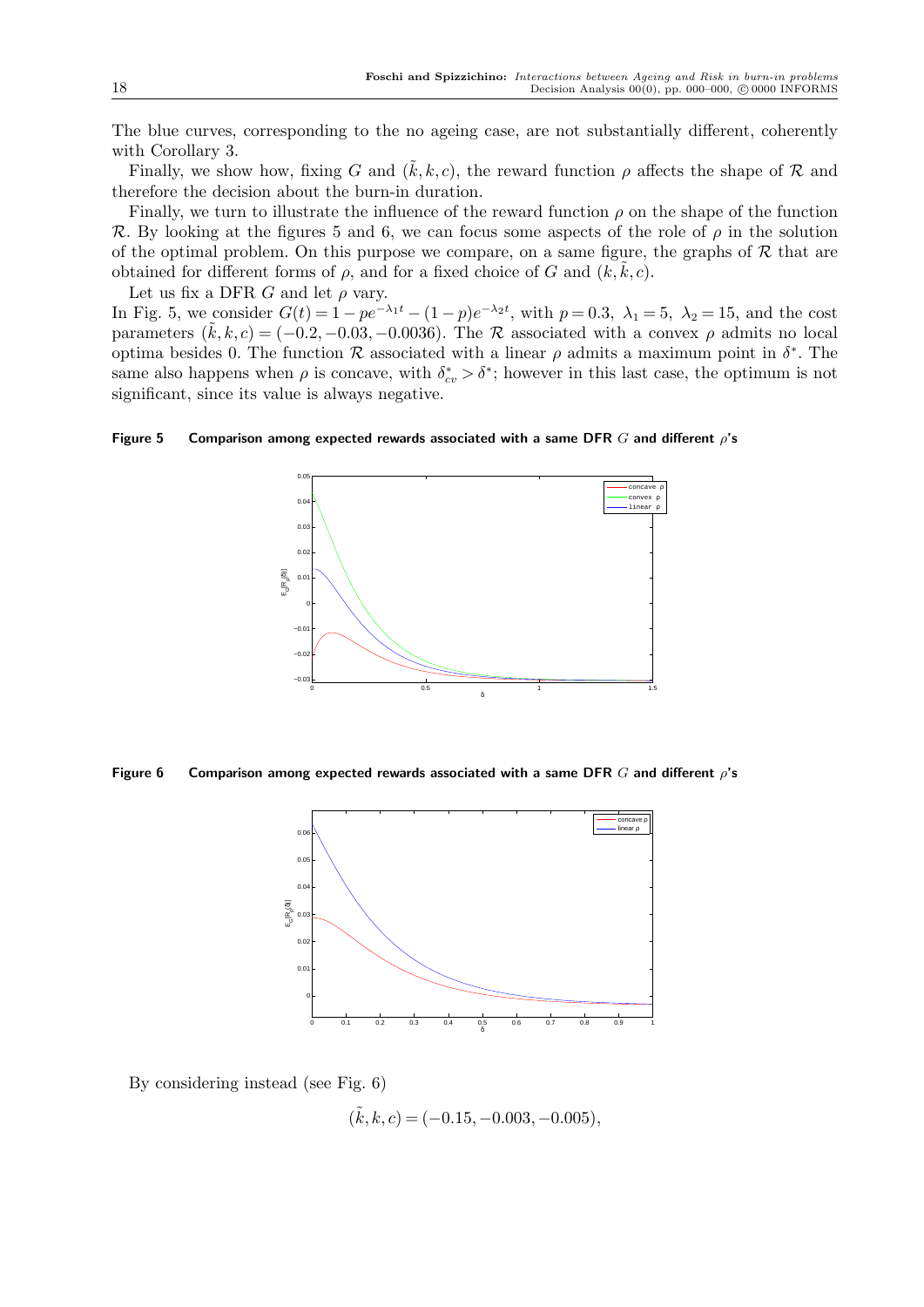The blue curves, corresponding to the no ageing case, are not substantially different, coherently with Corollary 3.

Finally, we show how, fixing $G$ and $(\tilde{k}, k, c)$, the reward function $\rho$ affects the shape of $\mathcal{R}$ and therefore the decision about the burn-in duration.

Finally, we turn to illustrate the influence of the reward function $\rho$ on the shape of the function $\mathcal{R}$. By looking at the figures 5 and 6, we can focus some aspects of the role of $\rho$ in the solution of the optimal problem. On this purpose we compare, on a same figure, the graphs of $\mathcal{R}$ that are obtained for different forms of $\rho$, and for a fixed choice of $G$ and $(k, \tilde{k}, c)$.

Let us fix a DFR $G$ and let $\rho$ vary.

In Fig. 5, we consider $G(t) = 1 - pe^{-\lambda_1 t} - (1-p)e^{-\lambda_2 t}$, with $p = 0.3,\ \lambda_1 = 5,\ \lambda_2 = 15$, and the cost parameters $(\tilde{k}, k, c) = (-0.2, -0.03, -0.0036)$. The $\mathcal{R}$ associated with a convex $\rho$ admits no local optima besides 0. The function $\mathcal{R}$ associated with a linear $\rho$ admits a maximum point in $\delta^*$. The same also happens when $\rho$ is concave, with $\delta^*_{cv} > \delta^*$; however in this last case, the optimum is not significant, since its value is always negative.

**Figure 5** **Comparison among expected rewards associated with a same DFR $G$ and different $\rho$'s**

**Figure 6** **Comparison among expected rewards associated with a same DFR $G$ and different $\rho$'s**

By considering instead (see Fig. 6)

$$(\tilde{k}, k, c) = (-0.15, -0.003, -0.005),$$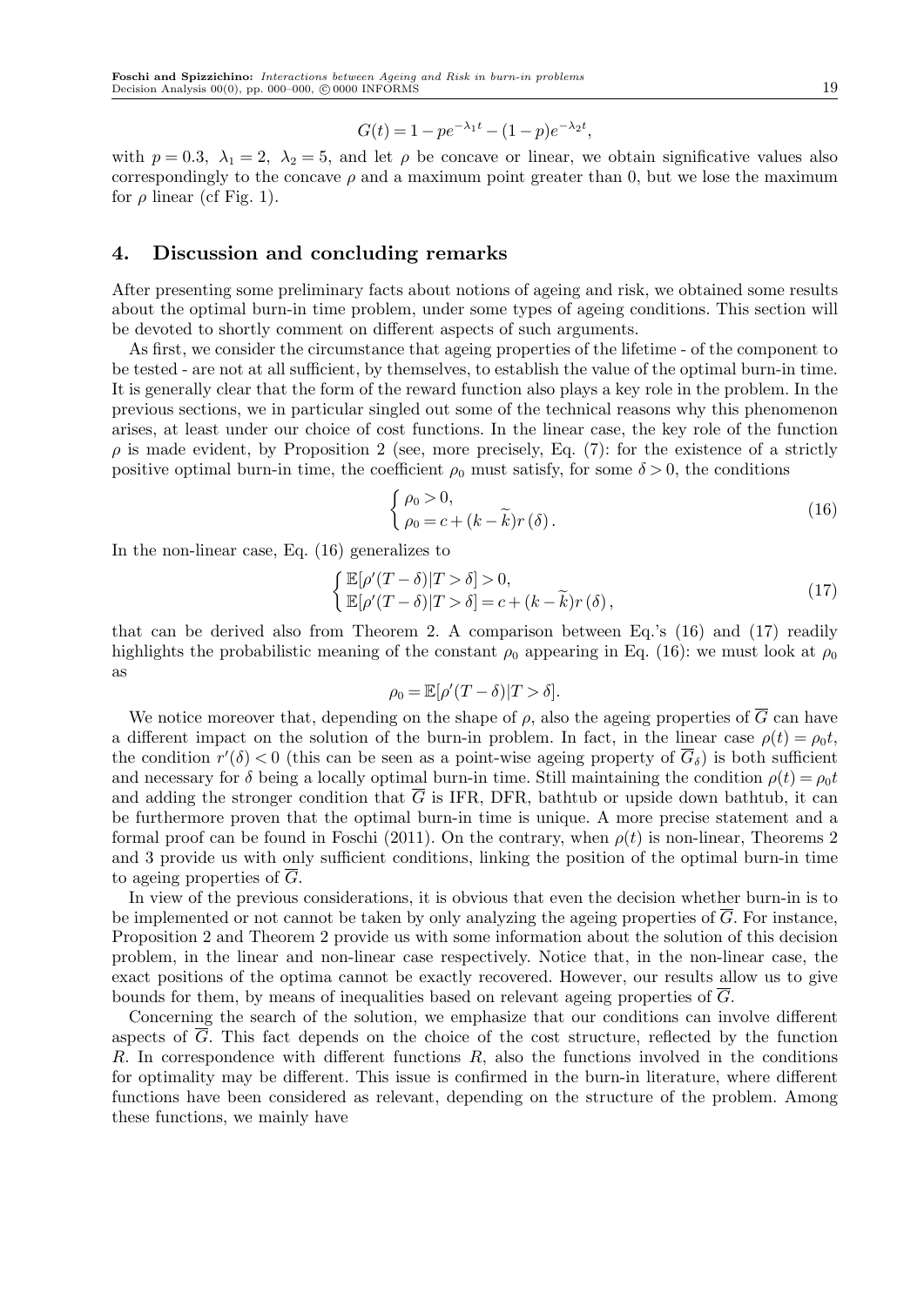$$G(t) = 1 - pe^{-\lambda_1 t} - (1-p)e^{-\lambda_2 t},$$

with $p = 0.3$, $\lambda_1 = 2$, $\lambda_2 = 5$, and let $\rho$ be concave or linear, we obtain significative values also correspondingly to the concave $\rho$ and a maximum point greater than 0, but we lose the maximum for $\rho$ linear (cf Fig. 1).

## 4. Discussion and concluding remarks

After presenting some preliminary facts about notions of ageing and risk, we obtained some results about the optimal burn-in time problem, under some types of ageing conditions. This section will be devoted to shortly comment on different aspects of such arguments.

As first, we consider the circumstance that ageing properties of the lifetime - of the component to be tested - are not at all sufficient, by themselves, to establish the value of the optimal burn-in time. It is generally clear that the form of the reward function also plays a key role in the problem. In the previous sections, we in particular singled out some of the technical reasons why this phenomenon arises, at least under our choice of cost functions. In the linear case, the key role of the function $\rho$ is made evident, by Proposition 2 (see, more precisely, Eq. (7): for the existence of a strictly positive optimal burn-in time, the coefficient $\rho_0$ must satisfy, for some $\delta > 0$, the conditions

$$\begin{cases} \rho_0 > 0, \\ \rho_0 = c + (k - \widetilde{k})r(\delta). \end{cases} \tag{16}$$

In the non-linear case, Eq. (16) generalizes to

$$\begin{cases} \mathbb{E}[\rho'(T-\delta)|T > \delta] > 0, \\ \mathbb{E}[\rho'(T-\delta)|T > \delta] = c + (k - \widetilde{k})r(\delta), \end{cases} \tag{17}$$

that can be derived also from Theorem 2. A comparison between Eq.'s (16) and (17) readily highlights the probabilistic meaning of the constant $\rho_0$ appearing in Eq. (16): we must look at $\rho_0$ as

$$\rho_0 = \mathbb{E}[\rho'(T-\delta)|T > \delta].$$

We notice moreover that, depending on the shape of $\rho$, also the ageing properties of $\overline{G}$ can have a different impact on the solution of the burn-in problem. In fact, in the linear case $\rho(t) = \rho_0 t$, the condition $r'(\delta) < 0$ (this can be seen as a point-wise ageing property of $\overline{G}_\delta$) is both sufficient and necessary for $\delta$ being a locally optimal burn-in time. Still maintaining the condition $\rho(t) = \rho_0 t$ and adding the stronger condition that $\overline{G}$ is IFR, DFR, bathtub or upside down bathtub, it can be furthermore proven that the optimal burn-in time is unique. A more precise statement and a formal proof can be found in Foschi (2011). On the contrary, when $\rho(t)$ is non-linear, Theorems 2 and 3 provide us with only sufficient conditions, linking the position of the optimal burn-in time to ageing properties of $\overline{G}$.

In view of the previous considerations, it is obvious that even the decision whether burn-in is to be implemented or not cannot be taken by only analyzing the ageing properties of $\overline{G}$. For instance, Proposition 2 and Theorem 2 provide us with some information about the solution of this decision problem, in the linear and non-linear case respectively. Notice that, in the non-linear case, the exact positions of the optima cannot be exactly recovered. However, our results allow us to give bounds for them, by means of inequalities based on relevant ageing properties of $\overline{G}$.

Concerning the search of the solution, we emphasize that our conditions can involve different aspects of $\overline{G}$. This fact depends on the choice of the cost structure, reflected by the function $R$. In correspondence with different functions $R$, also the functions involved in the conditions for optimality may be different. This issue is confirmed in the burn-in literature, where different functions have been considered as relevant, depending on the structure of the problem. Among these functions, we mainly have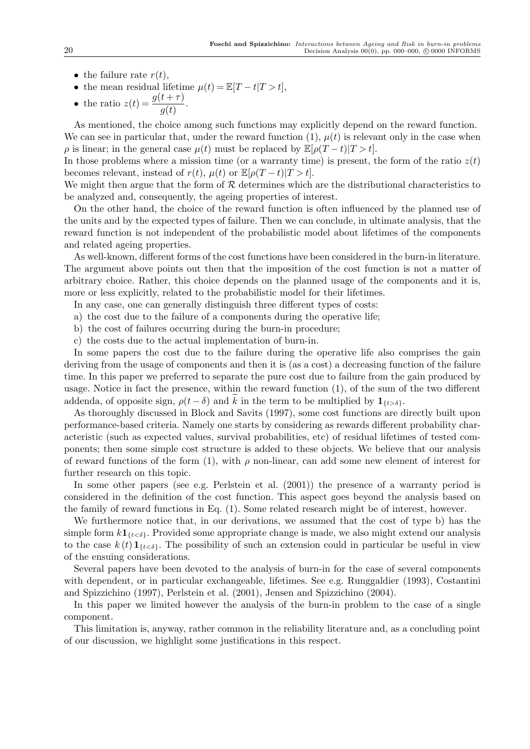- the failure rate $r(t)$,
- the mean residual lifetime $\mu(t) = \mathbb{E}[T - t | T > t]$,
- the ratio $z(t) = \dfrac{g(t+\tau)}{g(t)}$.

As mentioned, the choice among such functions may explicitly depend on the reward function. We can see in particular that, under the reward function (1), $\mu(t)$ is relevant only in the case when $\rho$ is linear; in the general case $\mu(t)$ must be replaced by $\mathbb{E}[\rho(T-t)|T>t]$.

In those problems where a mission time (or a warranty time) is present, the form of the ratio $z(t)$ becomes relevant, instead of $r(t)$, $\mu(t)$ or $\mathbb{E}[\rho(T-t)|T>t]$.

We might then argue that the form of $\mathcal{R}$ determines which are the distributional characteristics to be analyzed and, consequently, the ageing properties of interest.

On the other hand, the choice of the reward function is often influenced by the planned use of the units and by the expected types of failure. Then we can conclude, in ultimate analysis, that the reward function is not independent of the probabilistic model about lifetimes of the components and related ageing properties.

As well-known, different forms of the cost functions have been considered in the burn-in literature. The argument above points out then that the imposition of the cost function is not a matter of arbitrary choice. Rather, this choice depends on the planned usage of the components and it is, more or less explicitly, related to the probabilistic model for their lifetimes.

In any case, one can generally distinguish three different types of costs:

a) the cost due to the failure of a components during the operative life;

b) the cost of failures occurring during the burn-in procedure;

c) the costs due to the actual implementation of burn-in.

In some papers the cost due to the failure during the operative life also comprises the gain deriving from the usage of components and then it is (as a cost) a decreasing function of the failure time. In this paper we preferred to separate the pure cost due to failure from the gain produced by usage. Notice in fact the presence, within the reward function (1), of the sum of the two different addenda, of opposite sign, $\rho(t-\delta)$ and $\widetilde{k}$ in the term to be multiplied by $\mathbf{1}_{\{t>\delta\}}$.

As thoroughly discussed in Block and Savits (1997), some cost functions are directly built upon performance-based criteria. Namely one starts by considering as rewards different probability characteristic (such as expected values, survival probabilities, etc) of residual lifetimes of tested components; then some simple cost structure is added to these objects. We believe that our analysis of reward functions of the form (1), with $\rho$ non-linear, can add some new element of interest for further research on this topic.

In some other papers (see e.g. Perlstein et al. (2001)) the presence of a warranty period is considered in the definition of the cost function. This aspect goes beyond the analysis based on the family of reward functions in Eq. (1). Some related research might be of interest, however.

We furthermore notice that, in our derivations, we assumed that the cost of type b) has the simple form $k\mathbf{1}_{\{t<\delta\}}$. Provided some appropriate change is made, we also might extend our analysis to the case $k(t)\mathbf{1}_{\{t<\delta\}}$. The possibility of such an extension could in particular be useful in view of the ensuing considerations.

Several papers have been devoted to the analysis of burn-in for the case of several components with dependent, or in particular exchangeable, lifetimes. See e.g. Runggaldier (1993), Costantini and Spizzichino (1997), Perlstein et al. (2001), Jensen and Spizzichino (2004).

In this paper we limited however the analysis of the burn-in problem to the case of a single component.

This limitation is, anyway, rather common in the reliability literature and, as a concluding point of our discussion, we highlight some justifications in this respect.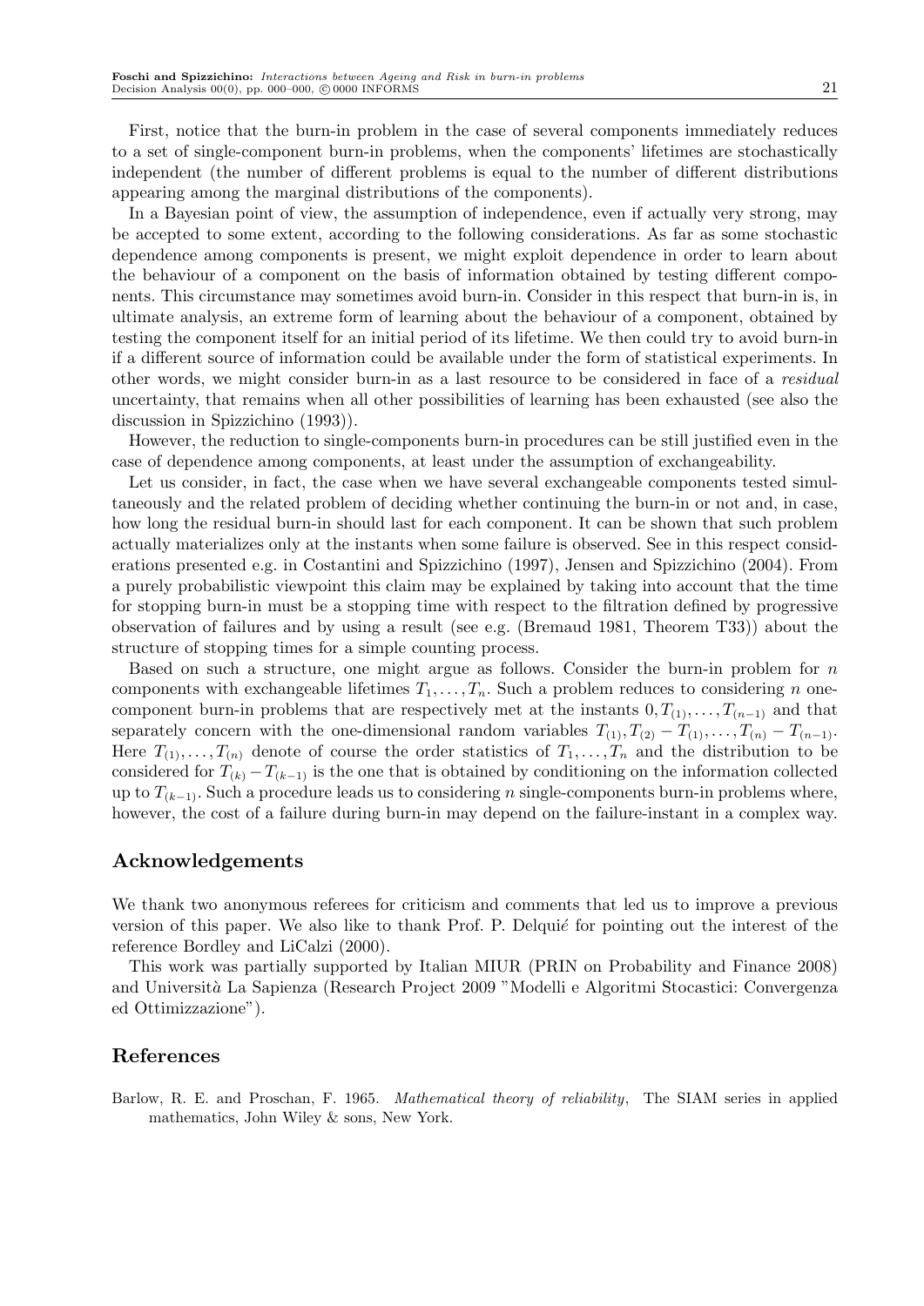First, notice that the burn-in problem in the case of several components immediately reduces to a set of single-component burn-in problems, when the components' lifetimes are stochastically independent (the number of different problems is equal to the number of different distributions appearing among the marginal distributions of the components).

In a Bayesian point of view, the assumption of independence, even if actually very strong, may be accepted to some extent, according to the following considerations. As far as some stochastic dependence among components is present, we might exploit dependence in order to learn about the behaviour of a component on the basis of information obtained by testing different components. This circumstance may sometimes avoid burn-in. Consider in this respect that burn-in is, in ultimate analysis, an extreme form of learning about the behaviour of a component, obtained by testing the component itself for an initial period of its lifetime. We then could try to avoid burn-in if a different source of information could be available under the form of statistical experiments. In other words, we might consider burn-in as a last resource to be considered in face of a *residual* uncertainty, that remains when all other possibilities of learning has been exhausted (see also the discussion in Spizzichino (1993)).

However, the reduction to single-components burn-in procedures can be still justified even in the case of dependence among components, at least under the assumption of exchangeability.

Let us consider, in fact, the case when we have several exchangeable components tested simultaneously and the related problem of deciding whether continuing the burn-in or not and, in case, how long the residual burn-in should last for each component. It can be shown that such problem actually materializes only at the instants when some failure is observed. See in this respect considerations presented e.g. in Costantini and Spizzichino (1997), Jensen and Spizzichino (2004). From a purely probabilistic viewpoint this claim may be explained by taking into account that the time for stopping burn-in must be a stopping time with respect to the filtration defined by progressive observation of failures and by using a result (see e.g. (Bremaud 1981, Theorem T33)) about the structure of stopping times for a simple counting process.

Based on such a structure, one might argue as follows. Consider the burn-in problem for $n$ components with exchangeable lifetimes $T_1, \ldots, T_n$. Such a problem reduces to considering $n$ one-component burn-in problems that are respectively met at the instants $0, T_{(1)}, \ldots, T_{(n-1)}$ and that separately concern with the one-dimensional random variables $T_{(1)}, T_{(2)} - T_{(1)}, \ldots, T_{(n)} - T_{(n-1)}$. Here $T_{(1)}, \ldots, T_{(n)}$ denote of course the order statistics of $T_1, \ldots, T_n$ and the distribution to be considered for $T_{(k)} - T_{(k-1)}$ is the one that is obtained by conditioning on the information collected up to $T_{(k-1)}$. Such a procedure leads us to considering $n$ single-components burn-in problems where, however, the cost of a failure during burn-in may depend on the failure-instant in a complex way.

## Acknowledgements

We thank two anonymous referees for criticism and comments that led us to improve a previous version of this paper. We also like to thank Prof. P. Delquié for pointing out the interest of the reference Bordley and LiCalzi (2000).

This work was partially supported by Italian MIUR (PRIN on Probability and Finance 2008) and Università La Sapienza (Research Project 2009 "Modelli e Algoritmi Stocastici: Convergenza ed Ottimizzazione").

## References

Barlow, R. E. and Proschan, F. 1965. *Mathematical theory of reliability*, The SIAM series in applied mathematics, John Wiley & sons, New York.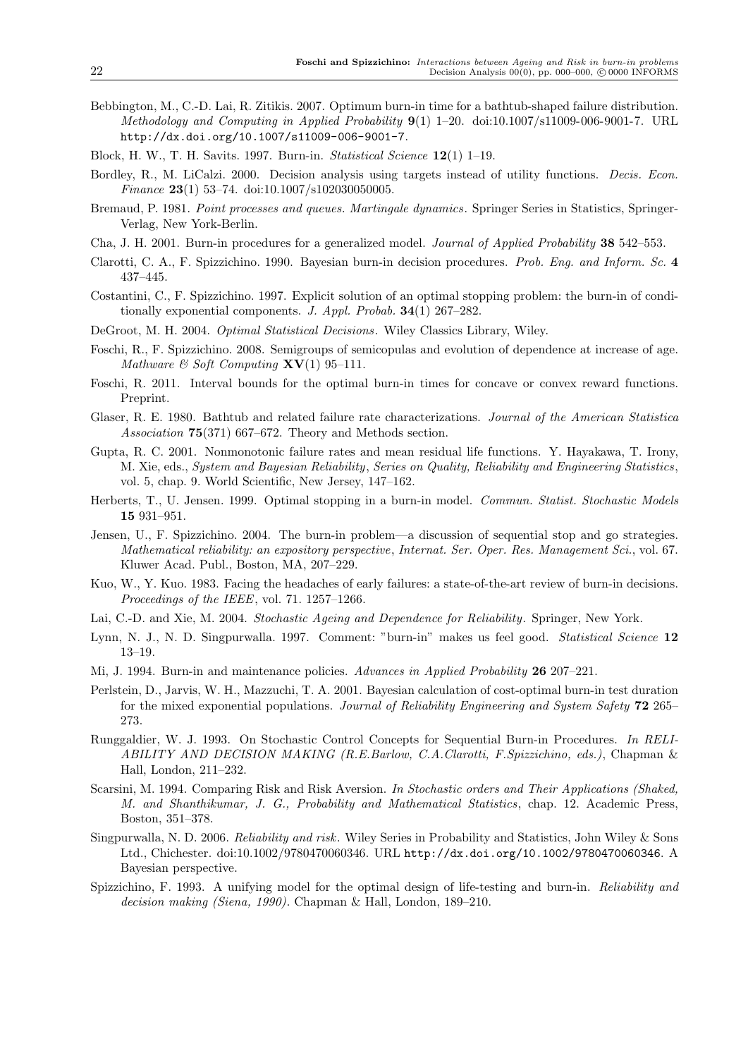Bebbington, M., C.-D. Lai, R. Zitikis. 2007. Optimum burn-in time for a bathtub-shaped failure distribution. *Methodology and Computing in Applied Probability* **9**(1) 1–20. doi:10.1007/s11009-006-9001-7. URL http://dx.doi.org/10.1007/s11009-006-9001-7.

Block, H. W., T. H. Savits. 1997. Burn-in. *Statistical Science* **12**(1) 1–19.

Bordley, R., M. LiCalzi. 2000. Decision analysis using targets instead of utility functions. *Decis. Econ. Finance* **23**(1) 53–74. doi:10.1007/s102030050005.

Bremaud, P. 1981. *Point processes and queues. Martingale dynamics*. Springer Series in Statistics, Springer-Verlag, New York-Berlin.

Cha, J. H. 2001. Burn-in procedures for a generalized model. *Journal of Applied Probability* **38** 542–553.

Clarotti, C. A., F. Spizzichino. 1990. Bayesian burn-in decision procedures. *Prob. Eng. and Inform. Sc.* **4** 437–445.

Costantini, C., F. Spizzichino. 1997. Explicit solution of an optimal stopping problem: the burn-in of conditionally exponential components. *J. Appl. Probab.* **34**(1) 267–282.

DeGroot, M. H. 2004. *Optimal Statistical Decisions*. Wiley Classics Library, Wiley.

Foschi, R., F. Spizzichino. 2008. Semigroups of semicopulas and evolution of dependence at increase of age. *Mathware & Soft Computing* **XV**(1) 95–111.

Foschi, R. 2011. Interval bounds for the optimal burn-in times for concave or convex reward functions. Preprint.

Glaser, R. E. 1980. Bathtub and related failure rate characterizations. *Journal of the American Statistica Association* **75**(371) 667–672. Theory and Methods section.

Gupta, R. C. 2001. Nonmonotonic failure rates and mean residual life functions. Y. Hayakawa, T. Irony, M. Xie, eds., *System and Bayesian Reliability*, *Series on Quality, Reliability and Engineering Statistics*, vol. 5, chap. 9. World Scientific, New Jersey, 147–162.

Herberts, T., U. Jensen. 1999. Optimal stopping in a burn-in model. *Commun. Statist. Stochastic Models* **15** 931–951.

Jensen, U., F. Spizzichino. 2004. The burn-in problem—a discussion of sequential stop and go strategies. *Mathematical reliability: an expository perspective*, *Internat. Ser. Oper. Res. Management Sci.*, vol. 67. Kluwer Acad. Publ., Boston, MA, 207–229.

Kuo, W., Y. Kuo. 1983. Facing the headaches of early failures: a state-of-the-art review of burn-in decisions. *Proceedings of the IEEE*, vol. 71. 1257–1266.

Lai, C.-D. and Xie, M. 2004. *Stochastic Ageing and Dependence for Reliability*. Springer, New York.

Lynn, N. J., N. D. Singpurwalla. 1997. Comment: "burn-in" makes us feel good. *Statistical Science* **12** 13–19.

Mi, J. 1994. Burn-in and maintenance policies. *Advances in Applied Probability* **26** 207–221.

Perlstein, D., Jarvis, W. H., Mazzuchi, T. A. 2001. Bayesian calculation of cost-optimal burn-in test duration for the mixed exponential populations. *Journal of Reliability Engineering and System Safety* **72** 265–273.

Runggaldier, W. J. 1993. On Stochastic Control Concepts for Sequential Burn-in Procedures. *In RELIABILITY AND DECISION MAKING (R.E.Barlow, C.A.Clarotti, F.Spizzichino, eds.)*, Chapman & Hall, London, 211–232.

Scarsini, M. 1994. Comparing Risk and Risk Aversion. *In Stochastic orders and Their Applications (Shaked, M. and Shanthikumar, J. G., Probability and Mathematical Statistics*, chap. 12. Academic Press, Boston, 351–378.

Singpurwalla, N. D. 2006. *Reliability and risk*. Wiley Series in Probability and Statistics, John Wiley & Sons Ltd., Chichester. doi:10.1002/9780470060346. URL http://dx.doi.org/10.1002/9780470060346. A Bayesian perspective.

Spizzichino, F. 1993. A unifying model for the optimal design of life-testing and burn-in. *Reliability and decision making (Siena, 1990)*. Chapman & Hall, London, 189–210.